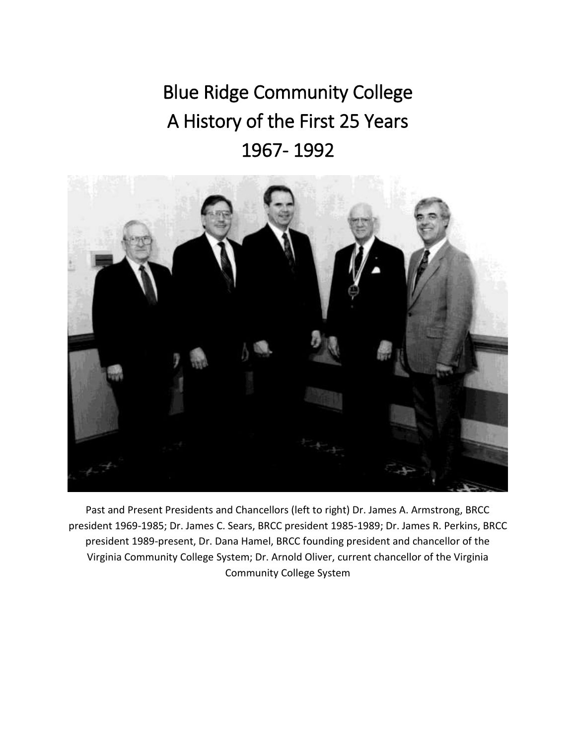# Blue Ridge Community College
# A History of the First 25 Years
# 1967- 1992

Past and Present Presidents and Chancellors (left to right) Dr. James A. Armstrong, BRCC president 1969-1985; Dr. James C. Sears, BRCC president 1985-1989; Dr. James R. Perkins, BRCC president 1989-present, Dr. Dana Hamel, BRCC founding president and chancellor of the Virginia Community College System; Dr. Arnold Oliver, current chancellor of the Virginia Community College System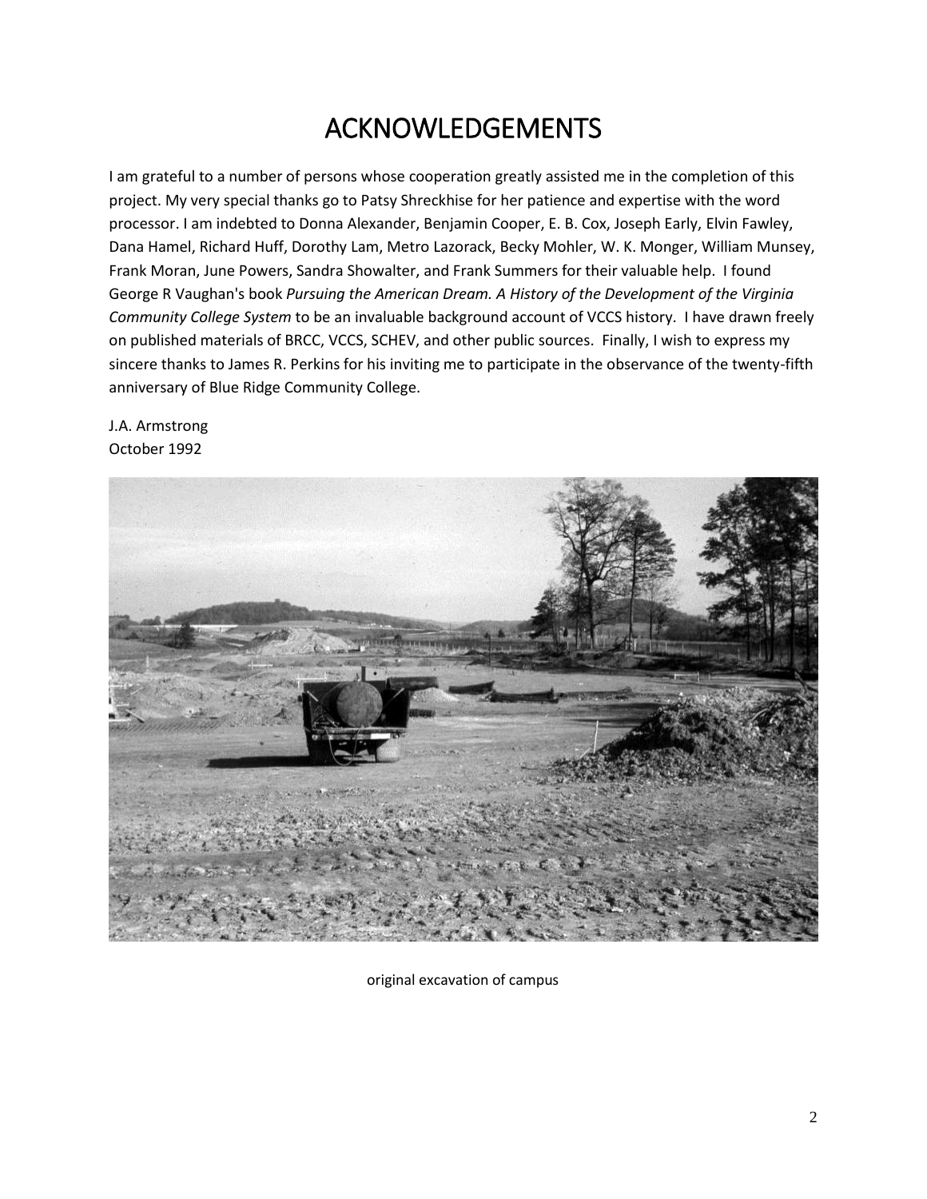# ACKNOWLEDGEMENTS

I am grateful to a number of persons whose cooperation greatly assisted me in the completion of this project. My very special thanks go to Patsy Shreckhise for her patience and expertise with the word processor. I am indebted to Donna Alexander, Benjamin Cooper, E. B. Cox, Joseph Early, Elvin Fawley, Dana Hamel, Richard Huff, Dorothy Lam, Metro Lazorack, Becky Mohler, W. K. Monger, William Munsey, Frank Moran, June Powers, Sandra Showalter, and Frank Summers for their valuable help. I found George R Vaughan's book *Pursuing the American Dream. A History of the Development of the Virginia Community College System* to be an invaluable background account of VCCS history. I have drawn freely on published materials of BRCC, VCCS, SCHEV, and other public sources. Finally, I wish to express my sincere thanks to James R. Perkins for his inviting me to participate in the observance of the twenty-fifth anniversary of Blue Ridge Community College.

J.A. Armstrong
October 1992

original excavation of campus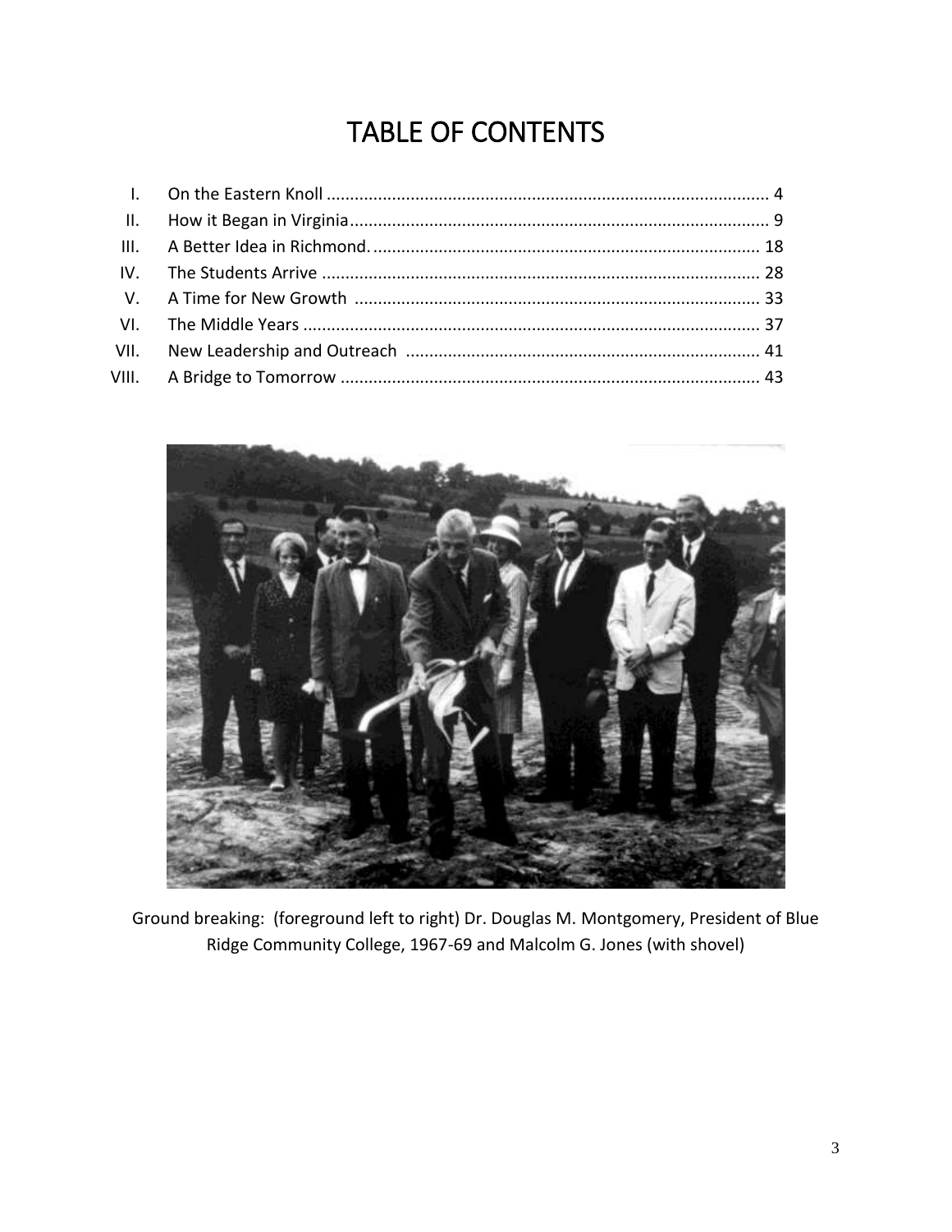# TABLE OF CONTENTS

I. On the Eastern Knoll ........................................................................................... 4
II. How it Began in Virginia ....................................................................................... 9
III. A Better Idea in Richmond. .................................................................................. 18
IV. The Students Arrive ............................................................................................ 28
V. A Time for New Growth ...................................................................................... 33
VI. The Middle Years ................................................................................................ 37
VII. New Leadership and Outreach ........................................................................... 41
VIII. A Bridge to Tomorrow ........................................................................................ 43

Ground breaking: (foreground left to right) Dr. Douglas M. Montgomery, President of Blue Ridge Community College, 1967-69 and Malcolm G. Jones (with shovel)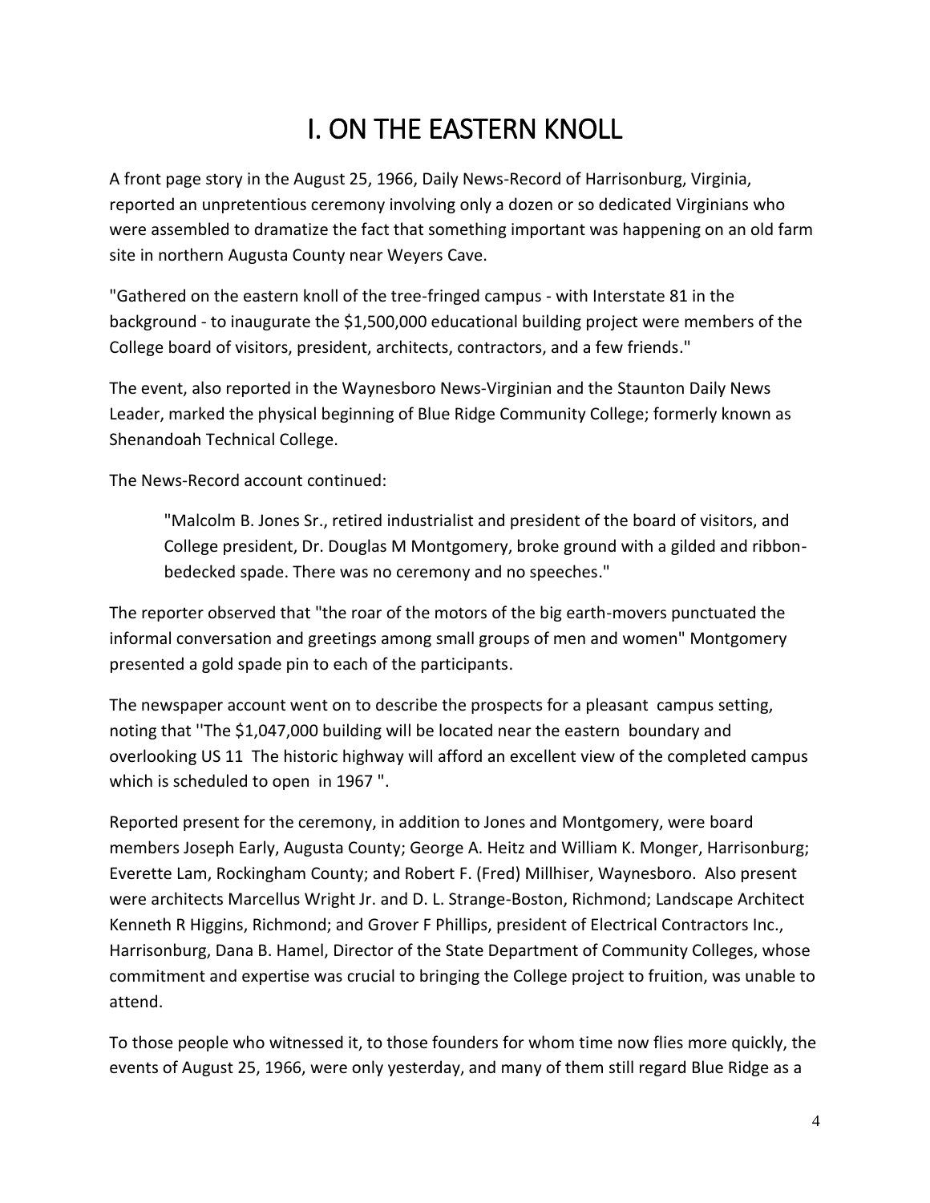# I. ON THE EASTERN KNOLL

A front page story in the August 25, 1966, Daily News-Record of Harrisonburg, Virginia, reported an unpretentious ceremony involving only a dozen or so dedicated Virginians who were assembled to dramatize the fact that something important was happening on an old farm site in northern Augusta County near Weyers Cave.

"Gathered on the eastern knoll of the tree-fringed campus - with Interstate 81 in the background - to inaugurate the $1,500,000 educational building project were members of the College board of visitors, president, architects, contractors, and a few friends."

The event, also reported in the Waynesboro News-Virginian and the Staunton Daily News Leader, marked the physical beginning of Blue Ridge Community College; formerly known as Shenandoah Technical College.

The News-Record account continued:

> "Malcolm B. Jones Sr., retired industrialist and president of the board of visitors, and College president, Dr. Douglas M Montgomery, broke ground with a gilded and ribbon-bedecked spade. There was no ceremony and no speeches."

The reporter observed that "the roar of the motors of the big earth-movers punctuated the informal conversation and greetings among small groups of men and women" Montgomery presented a gold spade pin to each of the participants.

The newspaper account went on to describe the prospects for a pleasant campus setting, noting that ''The $1,047,000 building will be located near the eastern boundary and overlooking US 11 The historic highway will afford an excellent view of the completed campus which is scheduled to open in 1967 ".

Reported present for the ceremony, in addition to Jones and Montgomery, were board members Joseph Early, Augusta County; George A. Heitz and William K. Monger, Harrisonburg; Everette Lam, Rockingham County; and Robert F. (Fred) Millhiser, Waynesboro. Also present were architects Marcellus Wright Jr. and D. L. Strange-Boston, Richmond; Landscape Architect Kenneth R Higgins, Richmond; and Grover F Phillips, president of Electrical Contractors Inc., Harrisonburg, Dana B. Hamel, Director of the State Department of Community Colleges, whose commitment and expertise was crucial to bringing the College project to fruition, was unable to attend.

To those people who witnessed it, to those founders for whom time now flies more quickly, the events of August 25, 1966, were only yesterday, and many of them still regard Blue Ridge as a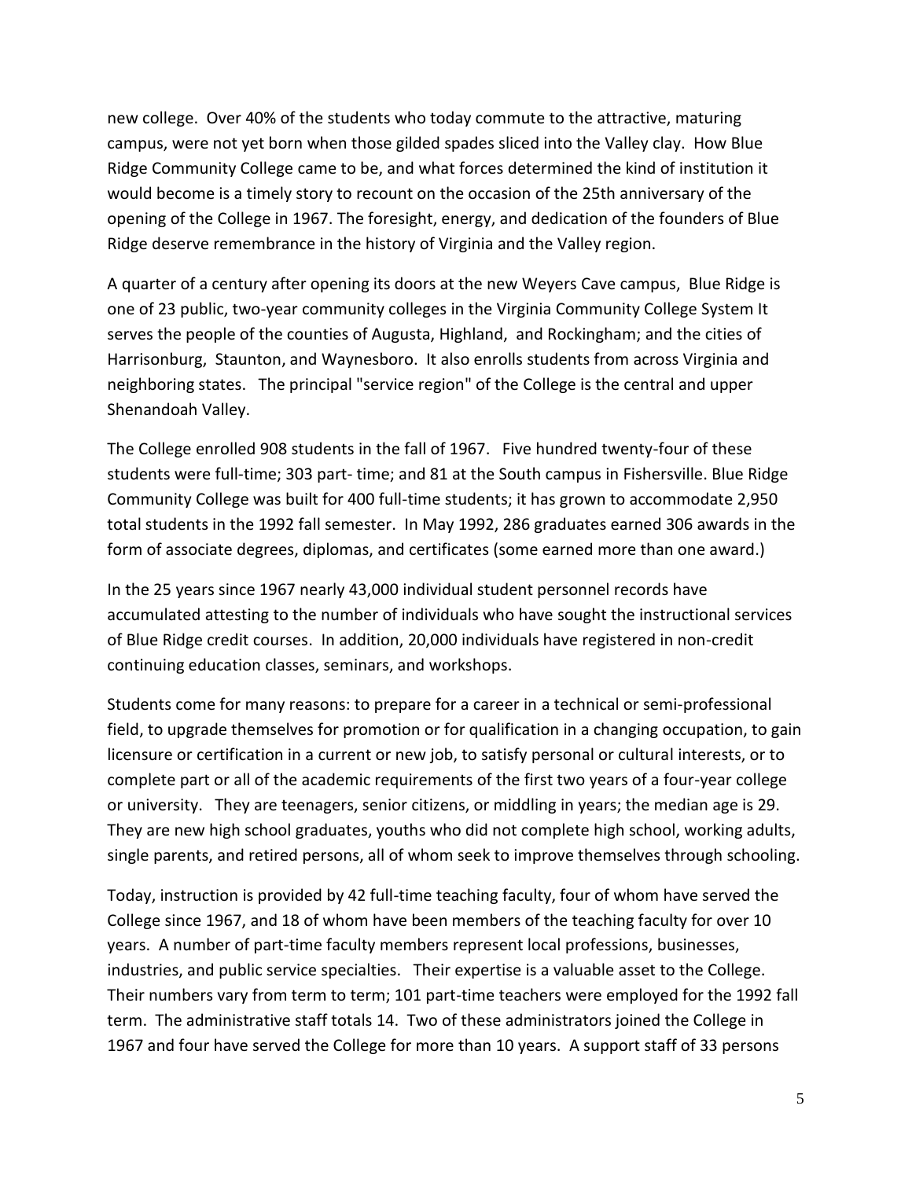new college. Over 40% of the students who today commute to the attractive, maturing campus, were not yet born when those gilded spades sliced into the Valley clay. How Blue Ridge Community College came to be, and what forces determined the kind of institution it would become is a timely story to recount on the occasion of the 25th anniversary of the opening of the College in 1967. The foresight, energy, and dedication of the founders of Blue Ridge deserve remembrance in the history of Virginia and the Valley region.

A quarter of a century after opening its doors at the new Weyers Cave campus, Blue Ridge is one of 23 public, two-year community colleges in the Virginia Community College System It serves the people of the counties of Augusta, Highland, and Rockingham; and the cities of Harrisonburg, Staunton, and Waynesboro. It also enrolls students from across Virginia and neighboring states. The principal "service region" of the College is the central and upper Shenandoah Valley.

The College enrolled 908 students in the fall of 1967. Five hundred twenty-four of these students were full-time; 303 part- time; and 81 at the South campus in Fishersville. Blue Ridge Community College was built for 400 full-time students; it has grown to accommodate 2,950 total students in the 1992 fall semester. In May 1992, 286 graduates earned 306 awards in the form of associate degrees, diplomas, and certificates (some earned more than one award.)

In the 25 years since 1967 nearly 43,000 individual student personnel records have accumulated attesting to the number of individuals who have sought the instructional services of Blue Ridge credit courses. In addition, 20,000 individuals have registered in non-credit continuing education classes, seminars, and workshops.

Students come for many reasons: to prepare for a career in a technical or semi-professional field, to upgrade themselves for promotion or for qualification in a changing occupation, to gain licensure or certification in a current or new job, to satisfy personal or cultural interests, or to complete part or all of the academic requirements of the first two years of a four-year college or university. They are teenagers, senior citizens, or middling in years; the median age is 29. They are new high school graduates, youths who did not complete high school, working adults, single parents, and retired persons, all of whom seek to improve themselves through schooling.

Today, instruction is provided by 42 full-time teaching faculty, four of whom have served the College since 1967, and 18 of whom have been members of the teaching faculty for over 10 years. A number of part-time faculty members represent local professions, businesses, industries, and public service specialties. Their expertise is a valuable asset to the College. Their numbers vary from term to term; 101 part-time teachers were employed for the 1992 fall term. The administrative staff totals 14. Two of these administrators joined the College in 1967 and four have served the College for more than 10 years. A support staff of 33 persons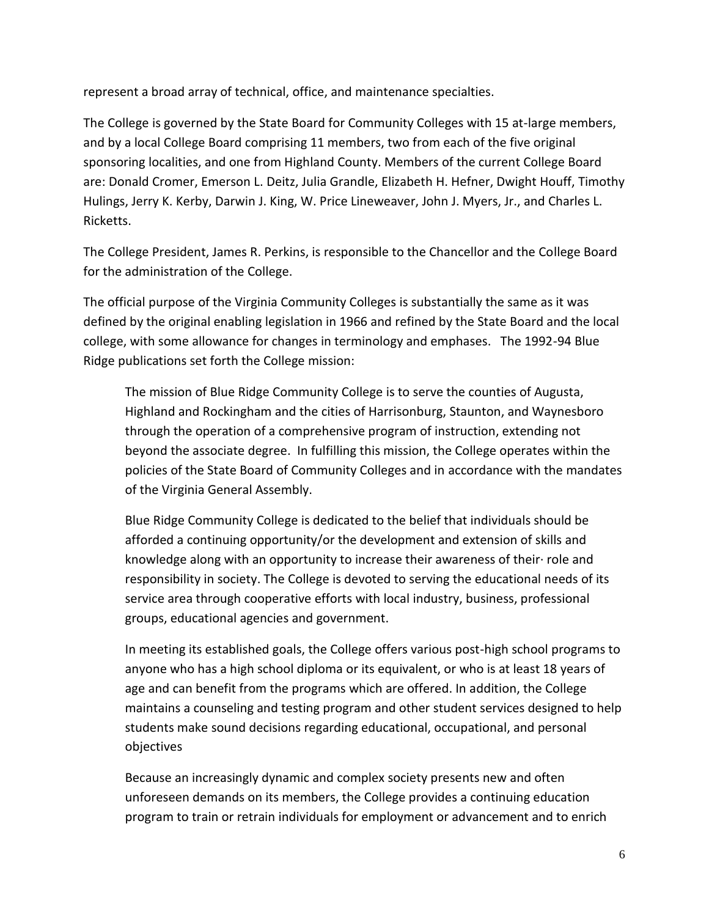represent a broad array of technical, office, and maintenance specialties.

The College is governed by the State Board for Community Colleges with 15 at-large members, and by a local College Board comprising 11 members, two from each of the five original sponsoring localities, and one from Highland County. Members of the current College Board are: Donald Cromer, Emerson L. Deitz, Julia Grandle, Elizabeth H. Hefner, Dwight Houff, Timothy Hulings, Jerry K. Kerby, Darwin J. King, W. Price Lineweaver, John J. Myers, Jr., and Charles L. Ricketts.

The College President, James R. Perkins, is responsible to the Chancellor and the College Board for the administration of the College.

The official purpose of the Virginia Community Colleges is substantially the same as it was defined by the original enabling legislation in 1966 and refined by the State Board and the local college, with some allowance for changes in terminology and emphases. The 1992-94 Blue Ridge publications set forth the College mission:

> The mission of Blue Ridge Community College is to serve the counties of Augusta, Highland and Rockingham and the cities of Harrisonburg, Staunton, and Waynesboro through the operation of a comprehensive program of instruction, extending not beyond the associate degree. In fulfilling this mission, the College operates within the policies of the State Board of Community Colleges and in accordance with the mandates of the Virginia General Assembly.
>
> Blue Ridge Community College is dedicated to the belief that individuals should be afforded a continuing opportunity/or the development and extension of skills and knowledge along with an opportunity to increase their awareness of their· role and responsibility in society. The College is devoted to serving the educational needs of its service area through cooperative efforts with local industry, business, professional groups, educational agencies and government.
>
> In meeting its established goals, the College offers various post-high school programs to anyone who has a high school diploma or its equivalent, or who is at least 18 years of age and can benefit from the programs which are offered. In addition, the College maintains a counseling and testing program and other student services designed to help students make sound decisions regarding educational, occupational, and personal objectives
>
> Because an increasingly dynamic and complex society presents new and often unforeseen demands on its members, the College provides a continuing education program to train or retrain individuals for employment or advancement and to enrich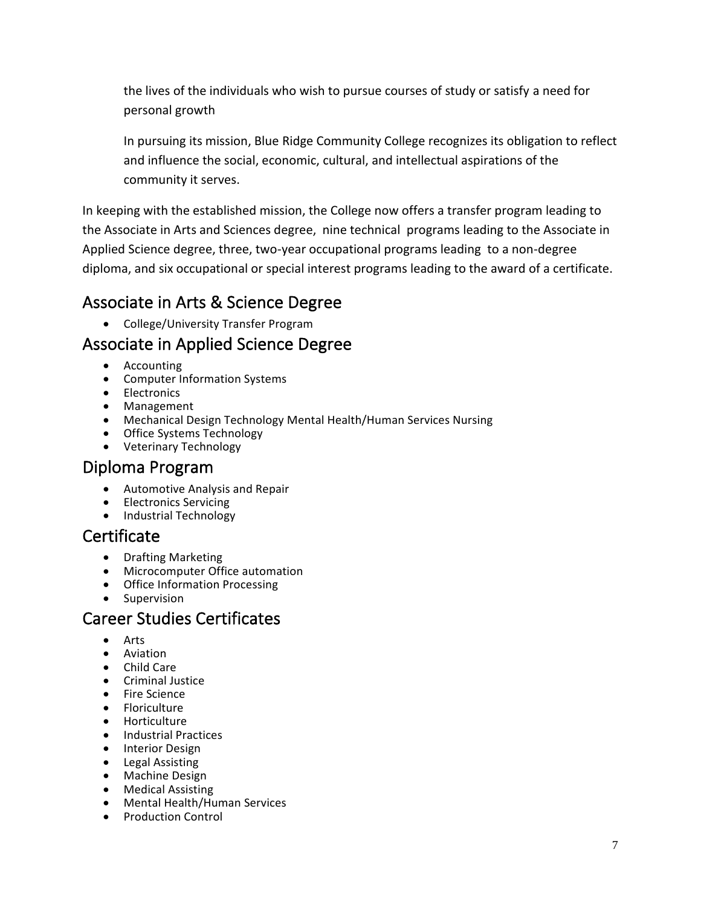the lives of the individuals who wish to pursue courses of study or satisfy a need for personal growth

In pursuing its mission, Blue Ridge Community College recognizes its obligation to reflect and influence the social, economic, cultural, and intellectual aspirations of the community it serves.

In keeping with the established mission, the College now offers a transfer program leading to the Associate in Arts and Sciences degree, nine technical programs leading to the Associate in Applied Science degree, three, two-year occupational programs leading to a non-degree diploma, and six occupational or special interest programs leading to the award of a certificate.

## Associate in Arts & Science Degree

- College/University Transfer Program

## Associate in Applied Science Degree

- Accounting
- Computer Information Systems
- Electronics
- Management
- Mechanical Design Technology Mental Health/Human Services Nursing
- Office Systems Technology
- Veterinary Technology

## Diploma Program

- Automotive Analysis and Repair
- Electronics Servicing
- Industrial Technology

## Certificate

- Drafting Marketing
- Microcomputer Office automation
- Office Information Processing
- Supervision

## Career Studies Certificates

- Arts
- Aviation
- Child Care
- Criminal Justice
- Fire Science
- Floriculture
- Horticulture
- Industrial Practices
- Interior Design
- Legal Assisting
- Machine Design
- Medical Assisting
- Mental Health/Human Services
- Production Control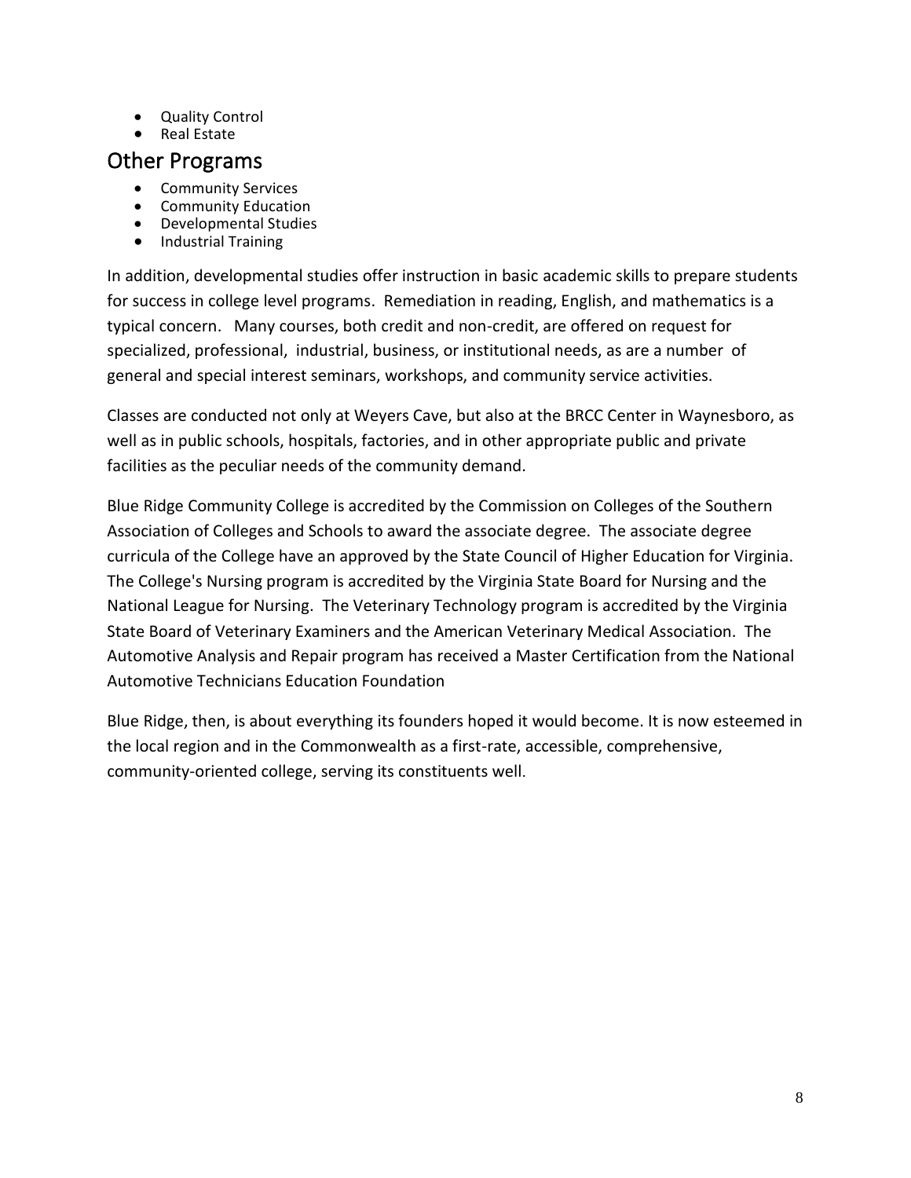- Quality Control
- Real Estate

## Other Programs

- Community Services
- Community Education
- Developmental Studies
- Industrial Training

In addition, developmental studies offer instruction in basic academic skills to prepare students for success in college level programs. Remediation in reading, English, and mathematics is a typical concern. Many courses, both credit and non-credit, are offered on request for specialized, professional, industrial, business, or institutional needs, as are a number of general and special interest seminars, workshops, and community service activities.

Classes are conducted not only at Weyers Cave, but also at the BRCC Center in Waynesboro, as well as in public schools, hospitals, factories, and in other appropriate public and private facilities as the peculiar needs of the community demand.

Blue Ridge Community College is accredited by the Commission on Colleges of the Southern Association of Colleges and Schools to award the associate degree. The associate degree curricula of the College have an approved by the State Council of Higher Education for Virginia. The College's Nursing program is accredited by the Virginia State Board for Nursing and the National League for Nursing. The Veterinary Technology program is accredited by the Virginia State Board of Veterinary Examiners and the American Veterinary Medical Association. The Automotive Analysis and Repair program has received a Master Certification from the National Automotive Technicians Education Foundation

Blue Ridge, then, is about everything its founders hoped it would become. It is now esteemed in the local region and in the Commonwealth as a first-rate, accessible, comprehensive, community-oriented college, serving its constituents well.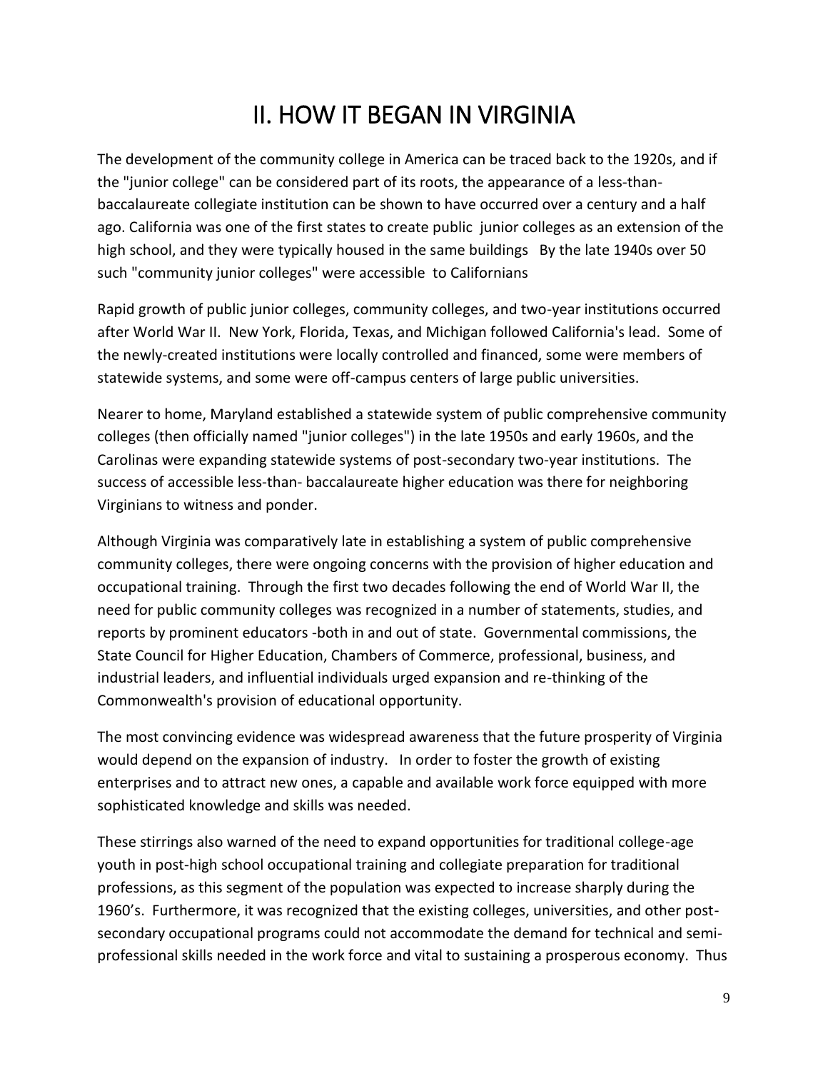# II. HOW IT BEGAN IN VIRGINIA

The development of the community college in America can be traced back to the 1920s, and if the "junior college" can be considered part of its roots, the appearance of a less-than-baccalaureate collegiate institution can be shown to have occurred over a century and a half ago. California was one of the first states to create public junior colleges as an extension of the high school, and they were typically housed in the same buildings By the late 1940s over 50 such "community junior colleges" were accessible to Californians

Rapid growth of public junior colleges, community colleges, and two-year institutions occurred after World War II. New York, Florida, Texas, and Michigan followed California's lead. Some of the newly-created institutions were locally controlled and financed, some were members of statewide systems, and some were off-campus centers of large public universities.

Nearer to home, Maryland established a statewide system of public comprehensive community colleges (then officially named "junior colleges") in the late 1950s and early 1960s, and the Carolinas were expanding statewide systems of post-secondary two-year institutions. The success of accessible less-than- baccalaureate higher education was there for neighboring Virginians to witness and ponder.

Although Virginia was comparatively late in establishing a system of public comprehensive community colleges, there were ongoing concerns with the provision of higher education and occupational training. Through the first two decades following the end of World War II, the need for public community colleges was recognized in a number of statements, studies, and reports by prominent educators -both in and out of state. Governmental commissions, the State Council for Higher Education, Chambers of Commerce, professional, business, and industrial leaders, and influential individuals urged expansion and re-thinking of the Commonwealth's provision of educational opportunity.

The most convincing evidence was widespread awareness that the future prosperity of Virginia would depend on the expansion of industry. In order to foster the growth of existing enterprises and to attract new ones, a capable and available work force equipped with more sophisticated knowledge and skills was needed.

These stirrings also warned of the need to expand opportunities for traditional college-age youth in post-high school occupational training and collegiate preparation for traditional professions, as this segment of the population was expected to increase sharply during the 1960's. Furthermore, it was recognized that the existing colleges, universities, and other post-secondary occupational programs could not accommodate the demand for technical and semi-professional skills needed in the work force and vital to sustaining a prosperous economy. Thus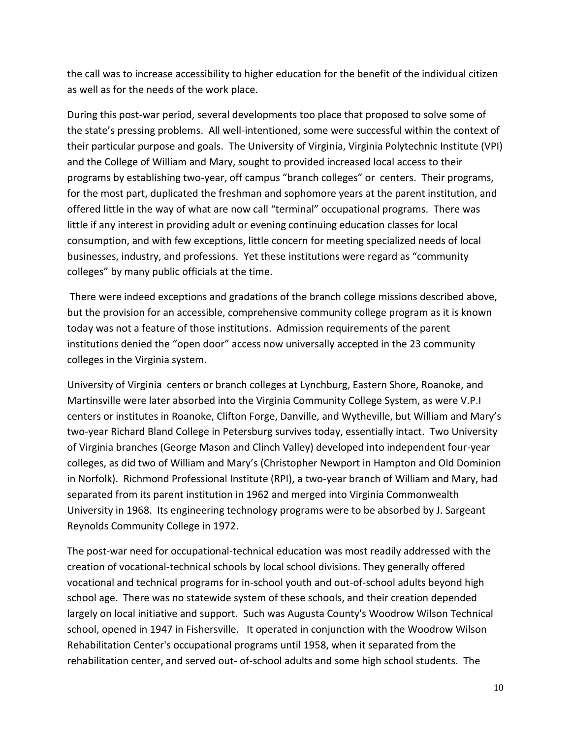the call was to increase accessibility to higher education for the benefit of the individual citizen as well as for the needs of the work place.

During this post-war period, several developments too place that proposed to solve some of the state's pressing problems. All well-intentioned, some were successful within the context of their particular purpose and goals. The University of Virginia, Virginia Polytechnic Institute (VPI) and the College of William and Mary, sought to provided increased local access to their programs by establishing two-year, off campus "branch colleges" or centers. Their programs, for the most part, duplicated the freshman and sophomore years at the parent institution, and offered little in the way of what are now call "terminal" occupational programs. There was little if any interest in providing adult or evening continuing education classes for local consumption, and with few exceptions, little concern for meeting specialized needs of local businesses, industry, and professions. Yet these institutions were regard as "community colleges" by many public officials at the time.

There were indeed exceptions and gradations of the branch college missions described above, but the provision for an accessible, comprehensive community college program as it is known today was not a feature of those institutions. Admission requirements of the parent institutions denied the "open door" access now universally accepted in the 23 community colleges in the Virginia system.

University of Virginia centers or branch colleges at Lynchburg, Eastern Shore, Roanoke, and Martinsville were later absorbed into the Virginia Community College System, as were V.P.I centers or institutes in Roanoke, Clifton Forge, Danville, and Wytheville, but William and Mary's two-year Richard Bland College in Petersburg survives today, essentially intact. Two University of Virginia branches (George Mason and Clinch Valley) developed into independent four-year colleges, as did two of William and Mary's (Christopher Newport in Hampton and Old Dominion in Norfolk). Richmond Professional Institute (RPI), a two-year branch of William and Mary, had separated from its parent institution in 1962 and merged into Virginia Commonwealth University in 1968. Its engineering technology programs were to be absorbed by J. Sargeant Reynolds Community College in 1972.

The post-war need for occupational-technical education was most readily addressed with the creation of vocational-technical schools by local school divisions. They generally offered vocational and technical programs for in-school youth and out-of-school adults beyond high school age. There was no statewide system of these schools, and their creation depended largely on local initiative and support. Such was Augusta County's Woodrow Wilson Technical school, opened in 1947 in Fishersville. It operated in conjunction with the Woodrow Wilson Rehabilitation Center's occupational programs until 1958, when it separated from the rehabilitation center, and served out- of-school adults and some high school students. The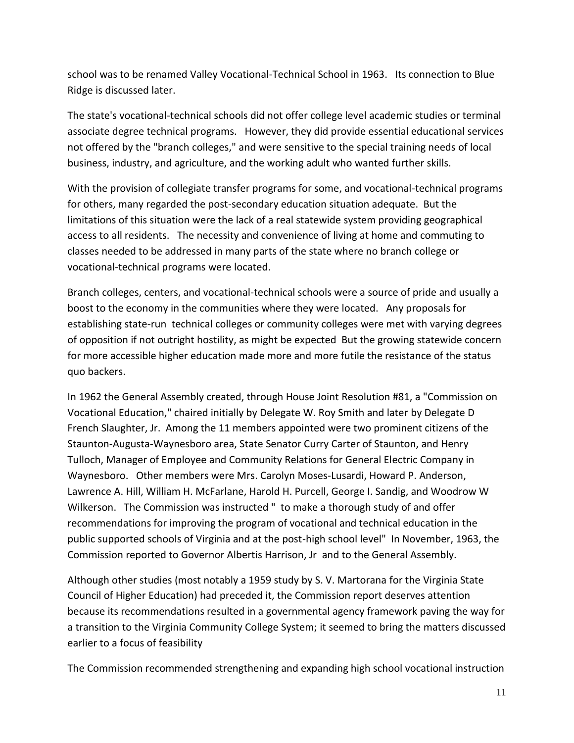school was to be renamed Valley Vocational-Technical School in 1963. Its connection to Blue Ridge is discussed later.

The state's vocational-technical schools did not offer college level academic studies or terminal associate degree technical programs. However, they did provide essential educational services not offered by the "branch colleges," and were sensitive to the special training needs of local business, industry, and agriculture, and the working adult who wanted further skills.

With the provision of collegiate transfer programs for some, and vocational-technical programs for others, many regarded the post-secondary education situation adequate. But the limitations of this situation were the lack of a real statewide system providing geographical access to all residents. The necessity and convenience of living at home and commuting to classes needed to be addressed in many parts of the state where no branch college or vocational-technical programs were located.

Branch colleges, centers, and vocational-technical schools were a source of pride and usually a boost to the economy in the communities where they were located. Any proposals for establishing state-run technical colleges or community colleges were met with varying degrees of opposition if not outright hostility, as might be expected But the growing statewide concern for more accessible higher education made more and more futile the resistance of the status quo backers.

In 1962 the General Assembly created, through House Joint Resolution #81, a "Commission on Vocational Education," chaired initially by Delegate W. Roy Smith and later by Delegate D French Slaughter, Jr. Among the 11 members appointed were two prominent citizens of the Staunton-Augusta-Waynesboro area, State Senator Curry Carter of Staunton, and Henry Tulloch, Manager of Employee and Community Relations for General Electric Company in Waynesboro. Other members were Mrs. Carolyn Moses-Lusardi, Howard P. Anderson, Lawrence A. Hill, William H. McFarlane, Harold H. Purcell, George I. Sandig, and Woodrow W Wilkerson. The Commission was instructed " to make a thorough study of and offer recommendations for improving the program of vocational and technical education in the public supported schools of Virginia and at the post-high school level" In November, 1963, the Commission reported to Governor Albertis Harrison, Jr and to the General Assembly.

Although other studies (most notably a 1959 study by S. V. Martorana for the Virginia State Council of Higher Education) had preceded it, the Commission report deserves attention because its recommendations resulted in a governmental agency framework paving the way for a transition to the Virginia Community College System; it seemed to bring the matters discussed earlier to a focus of feasibility

The Commission recommended strengthening and expanding high school vocational instruction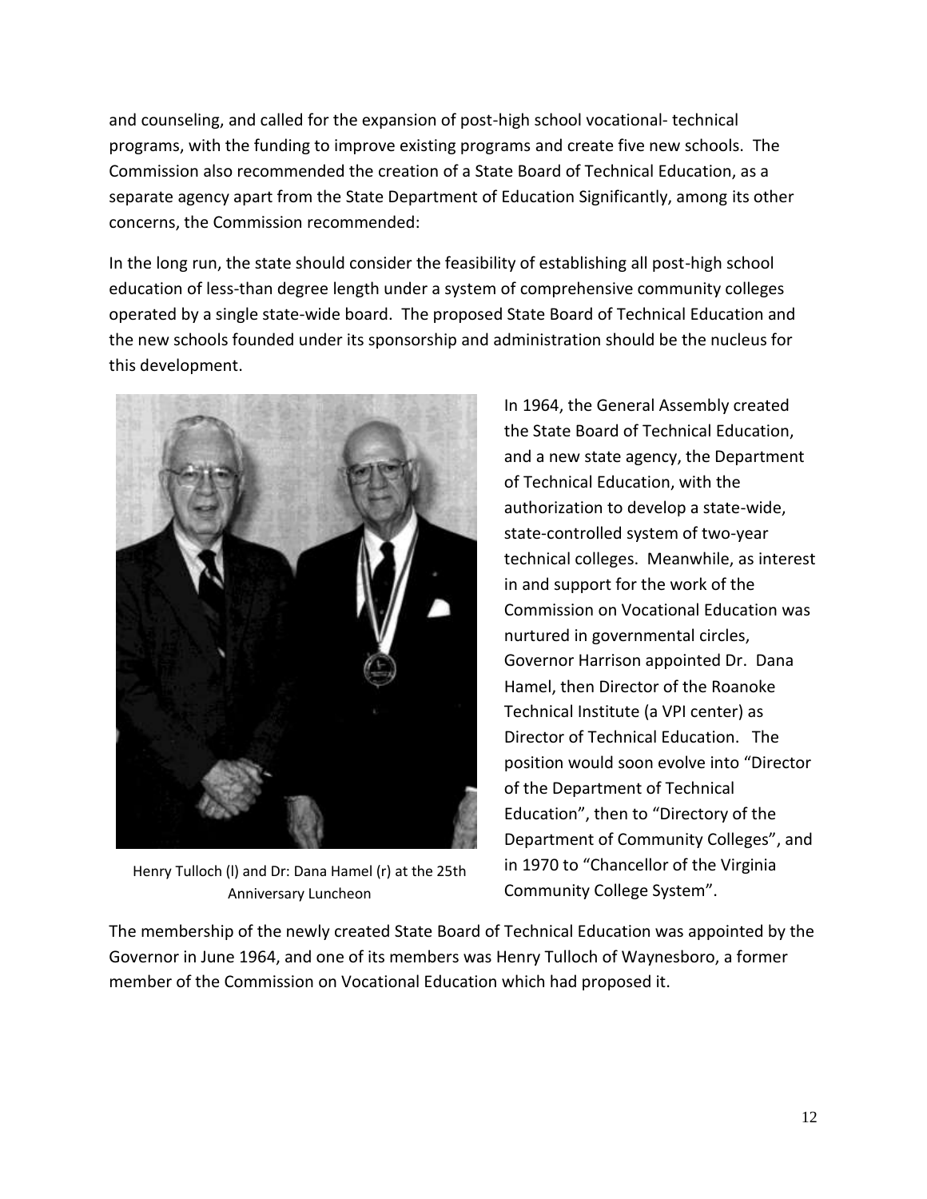and counseling, and called for the expansion of post-high school vocational- technical programs, with the funding to improve existing programs and create five new schools. The Commission also recommended the creation of a State Board of Technical Education, as a separate agency apart from the State Department of Education Significantly, among its other concerns, the Commission recommended:

In the long run, the state should consider the feasibility of establishing all post-high school education of less-than degree length under a system of comprehensive community colleges operated by a single state-wide board. The proposed State Board of Technical Education and the new schools founded under its sponsorship and administration should be the nucleus for this development.

Henry Tulloch (l) and Dr: Dana Hamel (r) at the 25th Anniversary Luncheon

In 1964, the General Assembly created the State Board of Technical Education, and a new state agency, the Department of Technical Education, with the authorization to develop a state-wide, state-controlled system of two-year technical colleges. Meanwhile, as interest in and support for the work of the Commission on Vocational Education was nurtured in governmental circles, Governor Harrison appointed Dr. Dana Hamel, then Director of the Roanoke Technical Institute (a VPI center) as Director of Technical Education. The position would soon evolve into "Director of the Department of Technical Education", then to "Directory of the Department of Community Colleges", and in 1970 to "Chancellor of the Virginia Community College System".

The membership of the newly created State Board of Technical Education was appointed by the Governor in June 1964, and one of its members was Henry Tulloch of Waynesboro, a former member of the Commission on Vocational Education which had proposed it.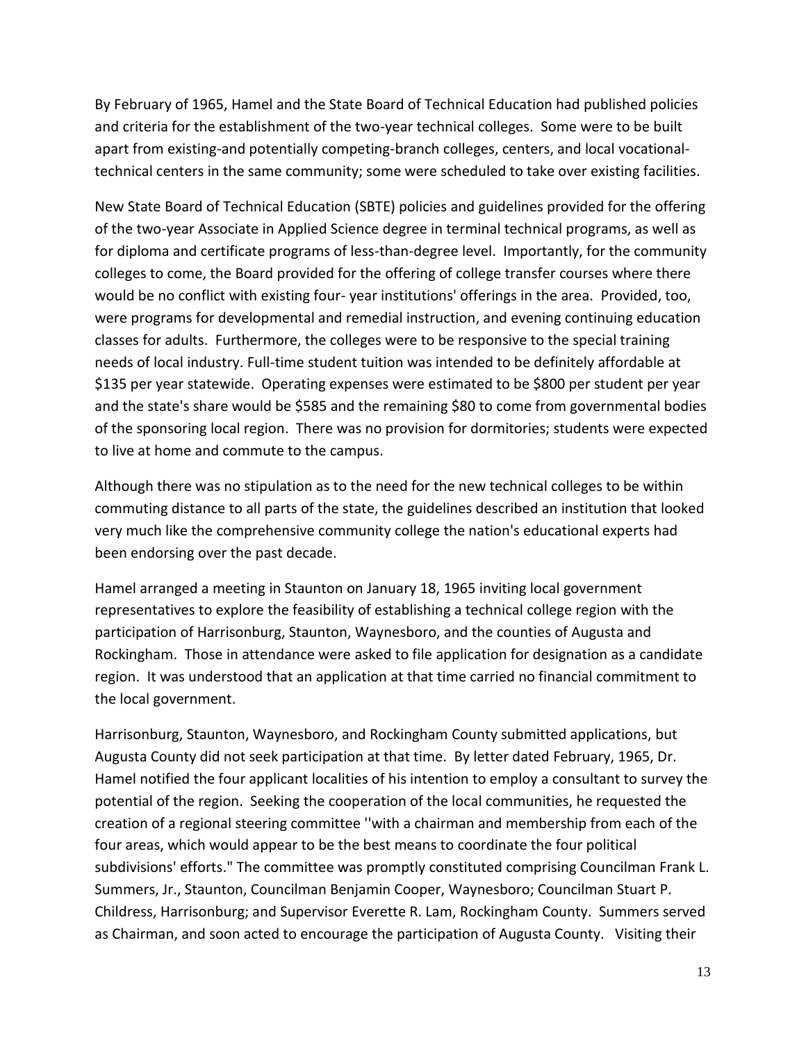By February of 1965, Hamel and the State Board of Technical Education had published policies and criteria for the establishment of the two-year technical colleges. Some were to be built apart from existing-and potentially competing-branch colleges, centers, and local vocational-technical centers in the same community; some were scheduled to take over existing facilities.

New State Board of Technical Education (SBTE) policies and guidelines provided for the offering of the two-year Associate in Applied Science degree in terminal technical programs, as well as for diploma and certificate programs of less-than-degree level. Importantly, for the community colleges to come, the Board provided for the offering of college transfer courses where there would be no conflict with existing four- year institutions' offerings in the area. Provided, too, were programs for developmental and remedial instruction, and evening continuing education classes for adults. Furthermore, the colleges were to be responsive to the special training needs of local industry. Full-time student tuition was intended to be definitely affordable at $135 per year statewide. Operating expenses were estimated to be $800 per student per year and the state's share would be $585 and the remaining $80 to come from governmental bodies of the sponsoring local region. There was no provision for dormitories; students were expected to live at home and commute to the campus.

Although there was no stipulation as to the need for the new technical colleges to be within commuting distance to all parts of the state, the guidelines described an institution that looked very much like the comprehensive community college the nation's educational experts had been endorsing over the past decade.

Hamel arranged a meeting in Staunton on January 18, 1965 inviting local government representatives to explore the feasibility of establishing a technical college region with the participation of Harrisonburg, Staunton, Waynesboro, and the counties of Augusta and Rockingham. Those in attendance were asked to file application for designation as a candidate region. It was understood that an application at that time carried no financial commitment to the local government.

Harrisonburg, Staunton, Waynesboro, and Rockingham County submitted applications, but Augusta County did not seek participation at that time. By letter dated February, 1965, Dr. Hamel notified the four applicant localities of his intention to employ a consultant to survey the potential of the region. Seeking the cooperation of the local communities, he requested the creation of a regional steering committee ''with a chairman and membership from each of the four areas, which would appear to be the best means to coordinate the four political subdivisions' efforts." The committee was promptly constituted comprising Councilman Frank L. Summers, Jr., Staunton, Councilman Benjamin Cooper, Waynesboro; Councilman Stuart P. Childress, Harrisonburg; and Supervisor Everette R. Lam, Rockingham County. Summers served as Chairman, and soon acted to encourage the participation of Augusta County. Visiting their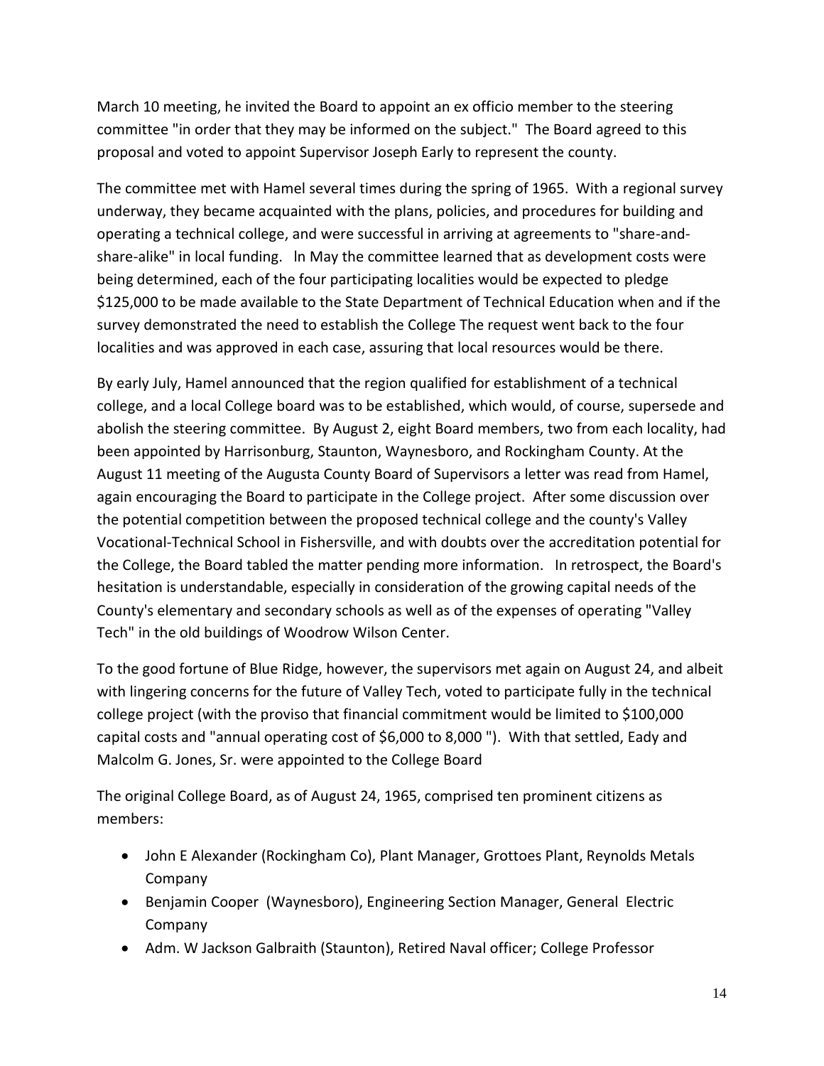March 10 meeting, he invited the Board to appoint an ex officio member to the steering committee "in order that they may be informed on the subject." The Board agreed to this proposal and voted to appoint Supervisor Joseph Early to represent the county.

The committee met with Hamel several times during the spring of 1965. With a regional survey underway, they became acquainted with the plans, policies, and procedures for building and operating a technical college, and were successful in arriving at agreements to "share-and-share-alike" in local funding. ln May the committee learned that as development costs were being determined, each of the four participating localities would be expected to pledge $125,000 to be made available to the State Department of Technical Education when and if the survey demonstrated the need to establish the College The request went back to the four localities and was approved in each case, assuring that local resources would be there.

By early July, Hamel announced that the region qualified for establishment of a technical college, and a local College board was to be established, which would, of course, supersede and abolish the steering committee. By August 2, eight Board members, two from each locality, had been appointed by Harrisonburg, Staunton, Waynesboro, and Rockingham County. At the August 11 meeting of the Augusta County Board of Supervisors a letter was read from Hamel, again encouraging the Board to participate in the College project. After some discussion over the potential competition between the proposed technical college and the county's Valley Vocational-Technical School in Fishersville, and with doubts over the accreditation potential for the College, the Board tabled the matter pending more information. In retrospect, the Board's hesitation is understandable, especially in consideration of the growing capital needs of the County's elementary and secondary schools as well as of the expenses of operating "Valley Tech" in the old buildings of Woodrow Wilson Center.

To the good fortune of Blue Ridge, however, the supervisors met again on August 24, and albeit with lingering concerns for the future of Valley Tech, voted to participate fully in the technical college project (with the proviso that financial commitment would be limited to $100,000 capital costs and "annual operating cost of $6,000 to 8,000 "). With that settled, Eady and Malcolm G. Jones, Sr. were appointed to the College Board

The original College Board, as of August 24, 1965, comprised ten prominent citizens as members:

- John E Alexander (Rockingham Co), Plant Manager, Grottoes Plant, Reynolds Metals Company
- Benjamin Cooper (Waynesboro), Engineering Section Manager, General Electric Company
- Adm. W Jackson Galbraith (Staunton), Retired Naval officer; College Professor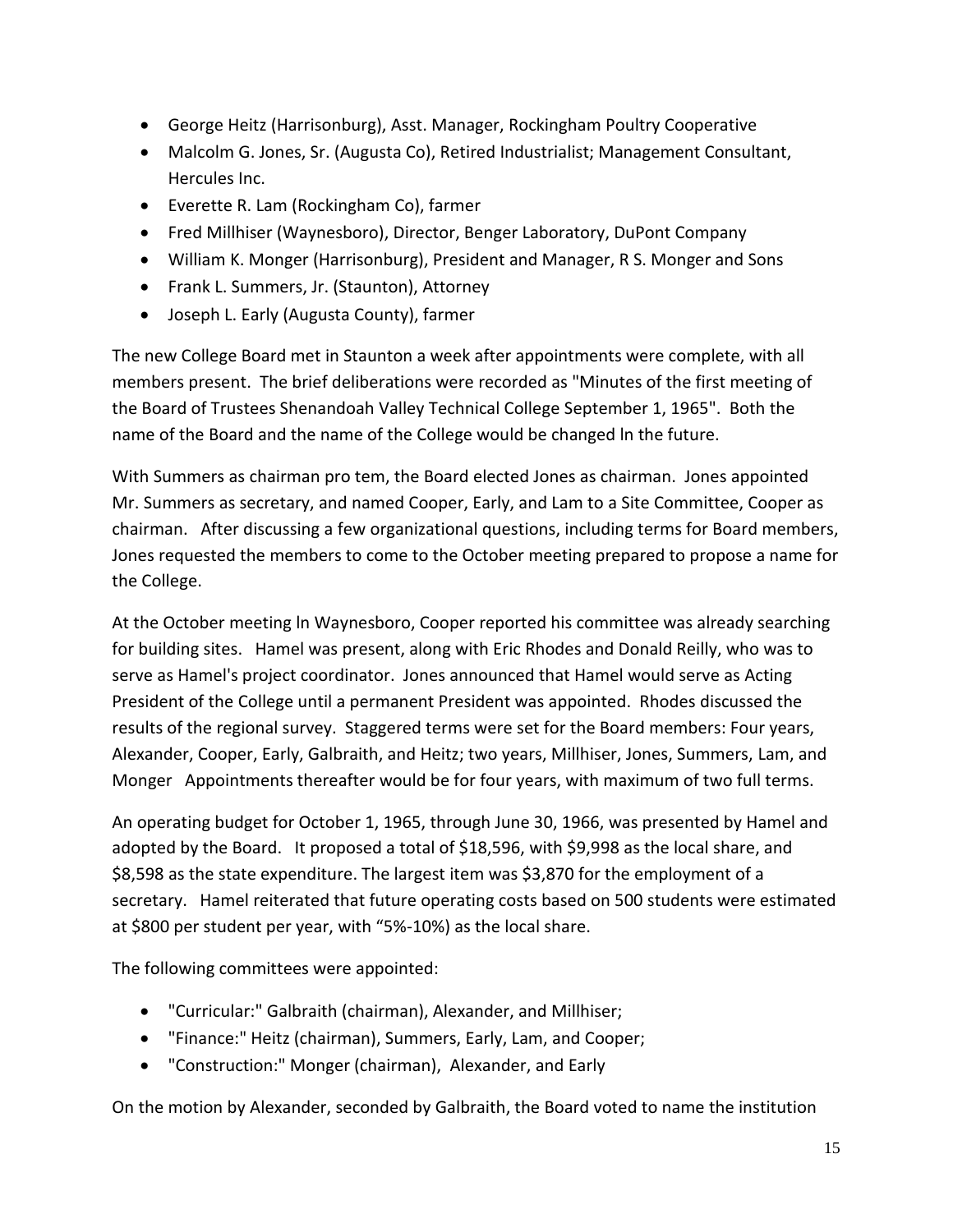- George Heitz (Harrisonburg), Asst. Manager, Rockingham Poultry Cooperative
- Malcolm G. Jones, Sr. (Augusta Co), Retired Industrialist; Management Consultant, Hercules Inc.
- Everette R. Lam (Rockingham Co), farmer
- Fred Millhiser (Waynesboro), Director, Benger Laboratory, DuPont Company
- William K. Monger (Harrisonburg), President and Manager, R S. Monger and Sons
- Frank L. Summers, Jr. (Staunton), Attorney
- Joseph L. Early (Augusta County), farmer

The new College Board met in Staunton a week after appointments were complete, with all members present. The brief deliberations were recorded as "Minutes of the first meeting of the Board of Trustees Shenandoah Valley Technical College September 1, 1965". Both the name of the Board and the name of the College would be changed ln the future.

With Summers as chairman pro tem, the Board elected Jones as chairman. Jones appointed Mr. Summers as secretary, and named Cooper, Early, and Lam to a Site Committee, Cooper as chairman. After discussing a few organizational questions, including terms for Board members, Jones requested the members to come to the October meeting prepared to propose a name for the College.

At the October meeting ln Waynesboro, Cooper reported his committee was already searching for building sites. Hamel was present, along with Eric Rhodes and Donald Reilly, who was to serve as Hamel's project coordinator. Jones announced that Hamel would serve as Acting President of the College until a permanent President was appointed. Rhodes discussed the results of the regional survey. Staggered terms were set for the Board members: Four years, Alexander, Cooper, Early, Galbraith, and Heitz; two years, Millhiser, Jones, Summers, Lam, and Monger Appointments thereafter would be for four years, with maximum of two full terms.

An operating budget for October 1, 1965, through June 30, 1966, was presented by Hamel and adopted by the Board. It proposed a total of $18,596, with $9,998 as the local share, and $8,598 as the state expenditure. The largest item was $3,870 for the employment of a secretary. Hamel reiterated that future operating costs based on 500 students were estimated at $800 per student per year, with "5%-10%) as the local share.

The following committees were appointed:

- "Curricular:" Galbraith (chairman), Alexander, and Millhiser;
- "Finance:" Heitz (chairman), Summers, Early, Lam, and Cooper;
- "Construction:" Monger (chairman), Alexander, and Early

On the motion by Alexander, seconded by Galbraith, the Board voted to name the institution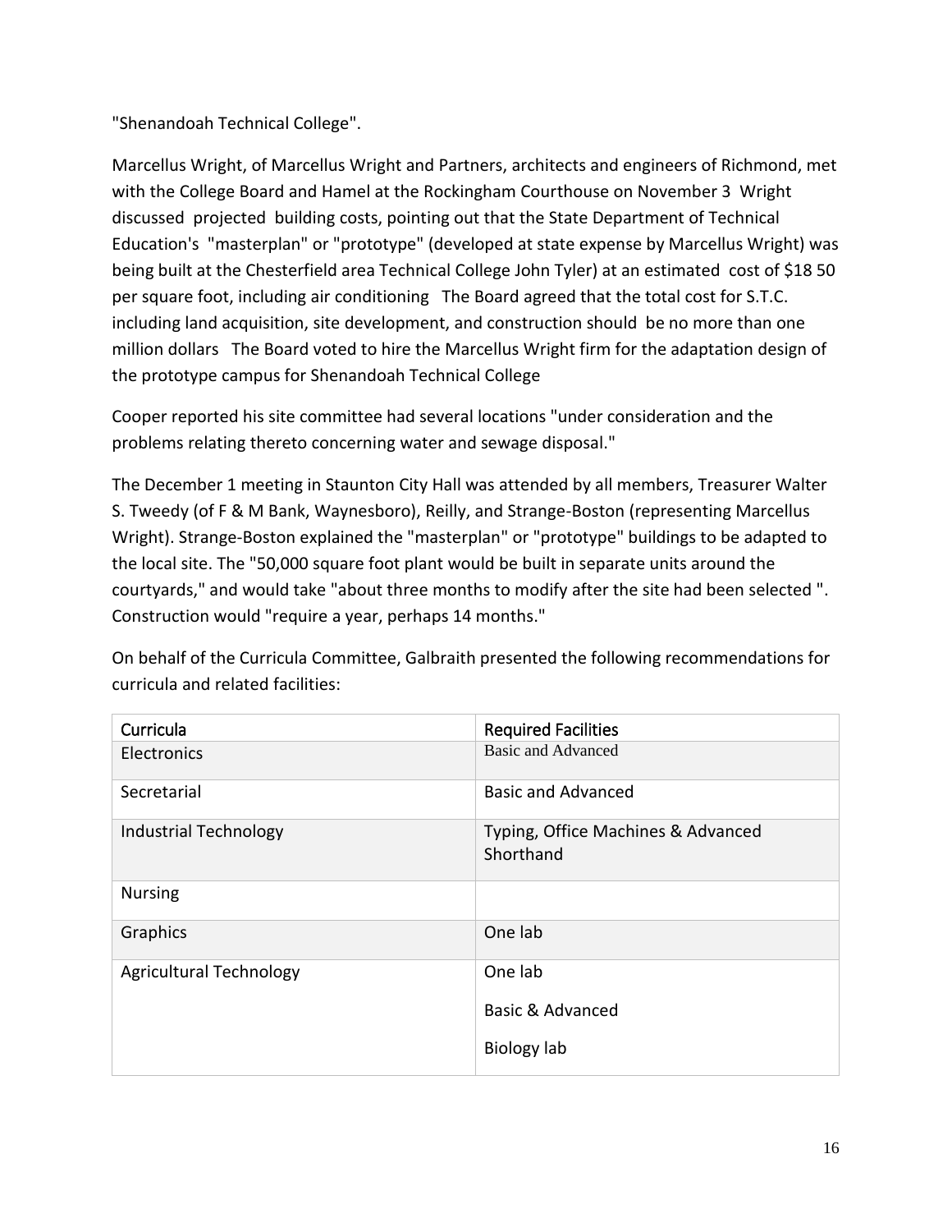"Shenandoah Technical College".

Marcellus Wright, of Marcellus Wright and Partners, architects and engineers of Richmond, met with the College Board and Hamel at the Rockingham Courthouse on November 3 Wright discussed projected building costs, pointing out that the State Department of Technical Education's "masterplan" or "prototype" (developed at state expense by Marcellus Wright) was being built at the Chesterfield area Technical College John Tyler) at an estimated cost of $18 50 per square foot, including air conditioning The Board agreed that the total cost for S.T.C. including land acquisition, site development, and construction should be no more than one million dollars The Board voted to hire the Marcellus Wright firm for the adaptation design of the prototype campus for Shenandoah Technical College

Cooper reported his site committee had several locations "under consideration and the problems relating thereto concerning water and sewage disposal."

The December 1 meeting in Staunton City Hall was attended by all members, Treasurer Walter S. Tweedy (of F & M Bank, Waynesboro), Reilly, and Strange-Boston (representing Marcellus Wright). Strange-Boston explained the "masterplan" or "prototype" buildings to be adapted to the local site. The "50,000 square foot plant would be built in separate units around the courtyards," and would take "about three months to modify after the site had been selected ". Construction would "require a year, perhaps 14 months."

On behalf of the Curricula Committee, Galbraith presented the following recommendations for curricula and related facilities:

| Curricula | Required Facilities |
| --- | --- |
| Electronics | Basic and Advanced |
| Secretarial | Basic and Advanced |
| Industrial Technology | Typing, Office Machines & Advanced Shorthand |
| Nursing | |
| Graphics | One lab |
| Agricultural Technology | One lab<br>Basic & Advanced<br>Biology lab |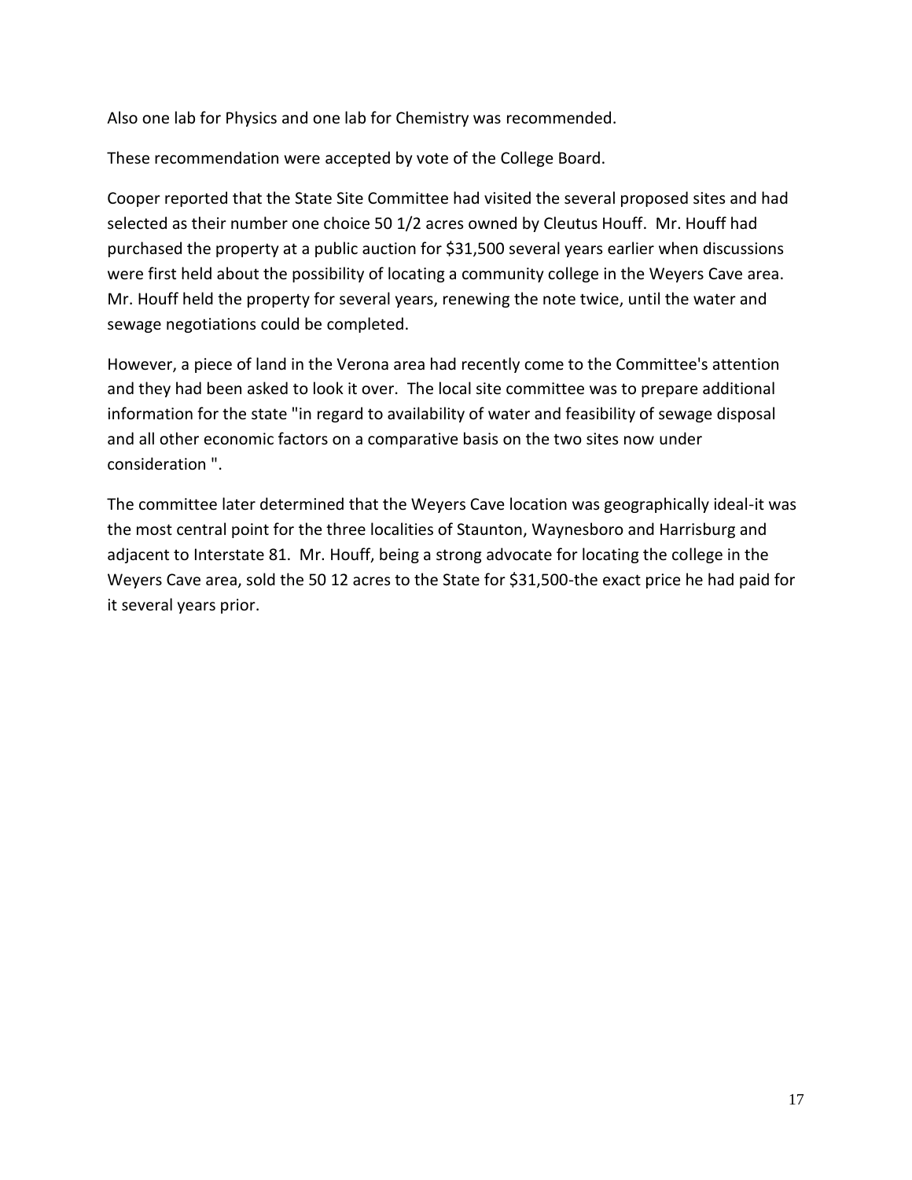Also one lab for Physics and one lab for Chemistry was recommended.

These recommendation were accepted by vote of the College Board.

Cooper reported that the State Site Committee had visited the several proposed sites and had selected as their number one choice 50 1/2 acres owned by Cleutus Houff. Mr. Houff had purchased the property at a public auction for $31,500 several years earlier when discussions were first held about the possibility of locating a community college in the Weyers Cave area. Mr. Houff held the property for several years, renewing the note twice, until the water and sewage negotiations could be completed.

However, a piece of land in the Verona area had recently come to the Committee's attention and they had been asked to look it over. The local site committee was to prepare additional information for the state "in regard to availability of water and feasibility of sewage disposal and all other economic factors on a comparative basis on the two sites now under consideration ".

The committee later determined that the Weyers Cave location was geographically ideal-it was the most central point for the three localities of Staunton, Waynesboro and Harrisburg and adjacent to Interstate 81. Mr. Houff, being a strong advocate for locating the college in the Weyers Cave area, sold the 50 12 acres to the State for $31,500-the exact price he had paid for it several years prior.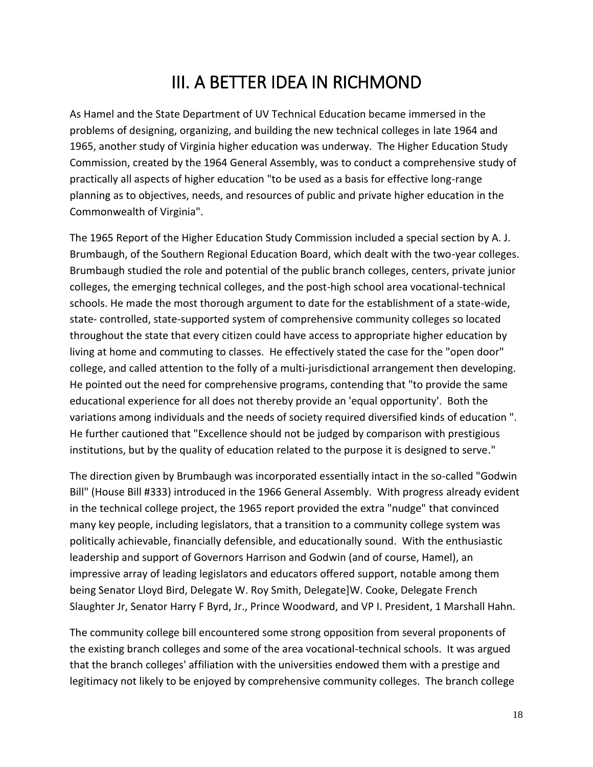# III. A BETTER IDEA IN RICHMOND

As Hamel and the State Department of UV Technical Education became immersed in the problems of designing, organizing, and building the new technical colleges in late 1964 and 1965, another study of Virginia higher education was underway. The Higher Education Study Commission, created by the 1964 General Assembly, was to conduct a comprehensive study of practically all aspects of higher education "to be used as a basis for effective long-range planning as to objectives, needs, and resources of public and private higher education in the Commonwealth of Virginia".

The 1965 Report of the Higher Education Study Commission included a special section by A. J. Brumbaugh, of the Southern Regional Education Board, which dealt with the two-year colleges. Brumbaugh studied the role and potential of the public branch colleges, centers, private junior colleges, the emerging technical colleges, and the post-high school area vocational-technical schools. He made the most thorough argument to date for the establishment of a state-wide, state- controlled, state-supported system of comprehensive community colleges so located throughout the state that every citizen could have access to appropriate higher education by living at home and commuting to classes. He effectively stated the case for the "open door" college, and called attention to the folly of a multi-jurisdictional arrangement then developing. He pointed out the need for comprehensive programs, contending that "to provide the same educational experience for all does not thereby provide an 'equal opportunity'. Both the variations among individuals and the needs of society required diversified kinds of education ". He further cautioned that "Excellence should not be judged by comparison with prestigious institutions, but by the quality of education related to the purpose it is designed to serve."

The direction given by Brumbaugh was incorporated essentially intact in the so-called "Godwin Bill" (House Bill #333) introduced in the 1966 General Assembly. With progress already evident in the technical college project, the 1965 report provided the extra "nudge" that convinced many key people, including legislators, that a transition to a community college system was politically achievable, financially defensible, and educationally sound. With the enthusiastic leadership and support of Governors Harrison and Godwin (and of course, Hamel), an impressive array of leading legislators and educators offered support, notable among them being Senator Lloyd Bird, Delegate W. Roy Smith, Delegate]W. Cooke, Delegate French Slaughter Jr, Senator Harry F Byrd, Jr., Prince Woodward, and VP I. President, 1 Marshall Hahn.

The community college bill encountered some strong opposition from several proponents of the existing branch colleges and some of the area vocational-technical schools. It was argued that the branch colleges' affiliation with the universities endowed them with a prestige and legitimacy not likely to be enjoyed by comprehensive community colleges. The branch college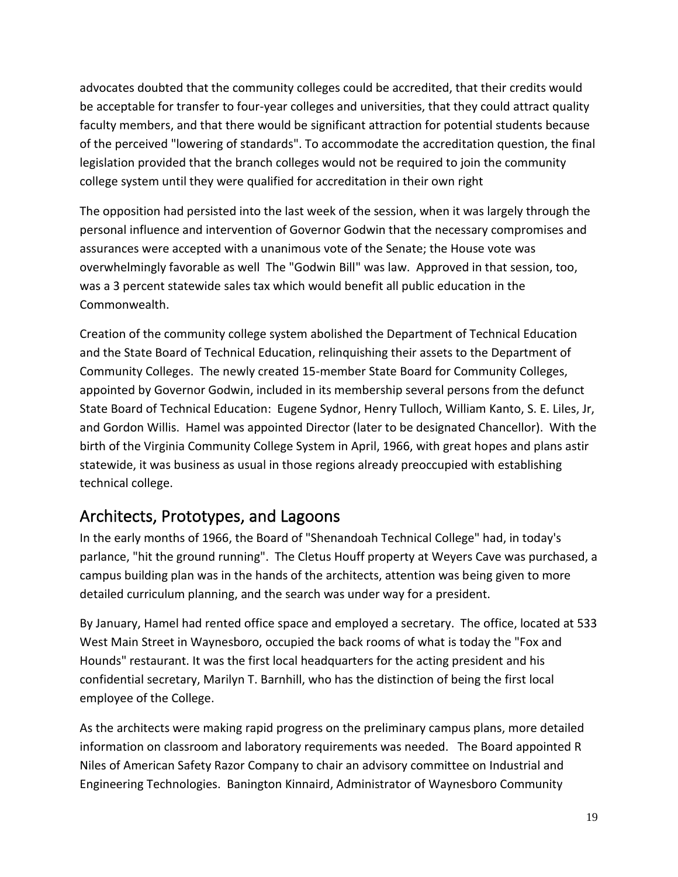advocates doubted that the community colleges could be accredited, that their credits would be acceptable for transfer to four-year colleges and universities, that they could attract quality faculty members, and that there would be significant attraction for potential students because of the perceived "lowering of standards". To accommodate the accreditation question, the final legislation provided that the branch colleges would not be required to join the community college system until they were qualified for accreditation in their own right

The opposition had persisted into the last week of the session, when it was largely through the personal influence and intervention of Governor Godwin that the necessary compromises and assurances were accepted with a unanimous vote of the Senate; the House vote was overwhelmingly favorable as well The "Godwin Bill" was law. Approved in that session, too, was a 3 percent statewide sales tax which would benefit all public education in the Commonwealth.

Creation of the community college system abolished the Department of Technical Education and the State Board of Technical Education, relinquishing their assets to the Department of Community Colleges. The newly created 15-member State Board for Community Colleges, appointed by Governor Godwin, included in its membership several persons from the defunct State Board of Technical Education: Eugene Sydnor, Henry Tulloch, William Kanto, S. E. Liles, Jr, and Gordon Willis. Hamel was appointed Director (later to be designated Chancellor). With the birth of the Virginia Community College System in April, 1966, with great hopes and plans astir statewide, it was business as usual in those regions already preoccupied with establishing technical college.

## Architects, Prototypes, and Lagoons

In the early months of 1966, the Board of "Shenandoah Technical College" had, in today's parlance, "hit the ground running". The Cletus Houff property at Weyers Cave was purchased, a campus building plan was in the hands of the architects, attention was being given to more detailed curriculum planning, and the search was under way for a president.

By January, Hamel had rented office space and employed a secretary. The office, located at 533 West Main Street in Waynesboro, occupied the back rooms of what is today the "Fox and Hounds" restaurant. It was the first local headquarters for the acting president and his confidential secretary, Marilyn T. Barnhill, who has the distinction of being the first local employee of the College.

As the architects were making rapid progress on the preliminary campus plans, more detailed information on classroom and laboratory requirements was needed. The Board appointed R Niles of American Safety Razor Company to chair an advisory committee on Industrial and Engineering Technologies. Banington Kinnaird, Administrator of Waynesboro Community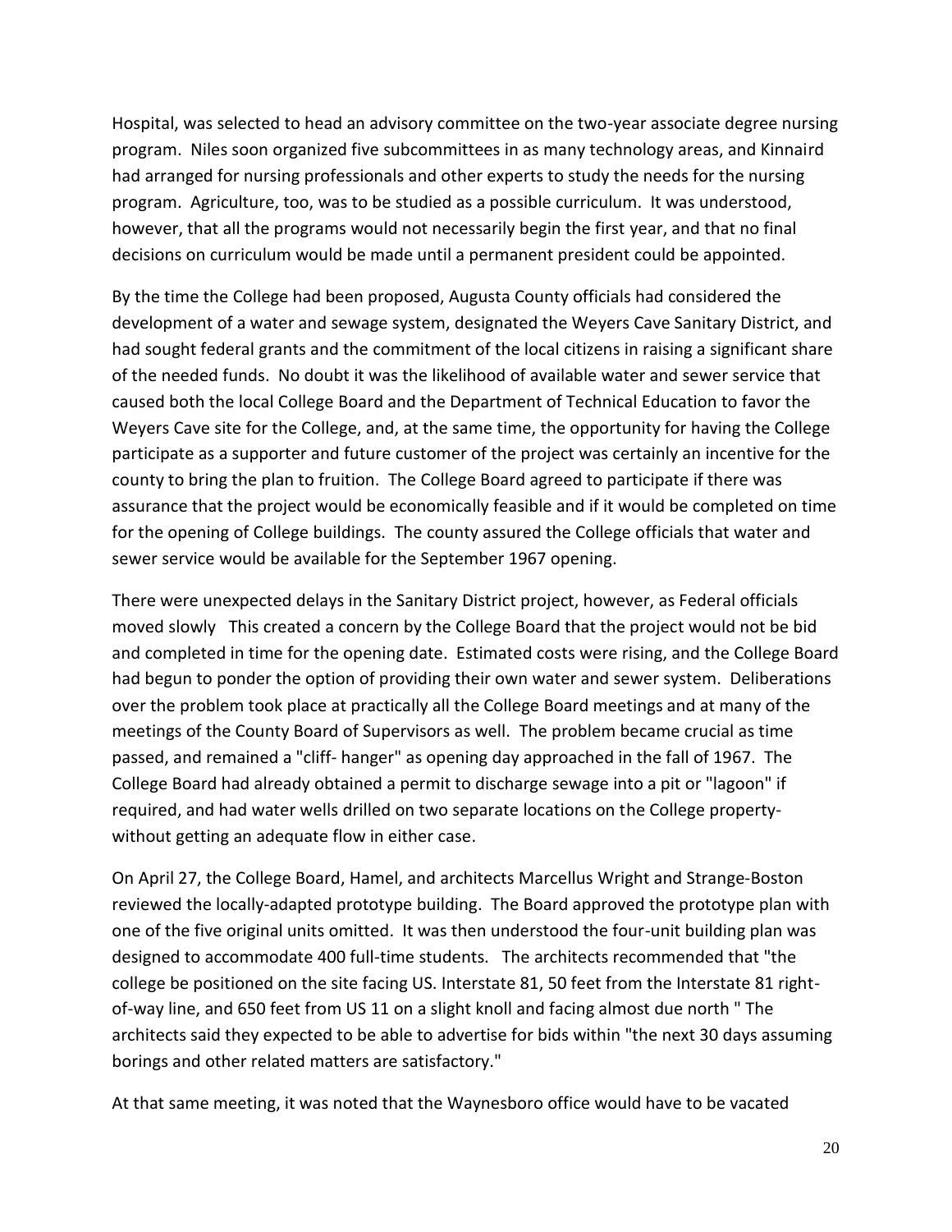Hospital, was selected to head an advisory committee on the two-year associate degree nursing program. Niles soon organized five subcommittees in as many technology areas, and Kinnaird had arranged for nursing professionals and other experts to study the needs for the nursing program. Agriculture, too, was to be studied as a possible curriculum. It was understood, however, that all the programs would not necessarily begin the first year, and that no final decisions on curriculum would be made until a permanent president could be appointed.

By the time the College had been proposed, Augusta County officials had considered the development of a water and sewage system, designated the Weyers Cave Sanitary District, and had sought federal grants and the commitment of the local citizens in raising a significant share of the needed funds. No doubt it was the likelihood of available water and sewer service that caused both the local College Board and the Department of Technical Education to favor the Weyers Cave site for the College, and, at the same time, the opportunity for having the College participate as a supporter and future customer of the project was certainly an incentive for the county to bring the plan to fruition. The College Board agreed to participate if there was assurance that the project would be economically feasible and if it would be completed on time for the opening of College buildings. The county assured the College officials that water and sewer service would be available for the September 1967 opening.

There were unexpected delays in the Sanitary District project, however, as Federal officials moved slowly This created a concern by the College Board that the project would not be bid and completed in time for the opening date. Estimated costs were rising, and the College Board had begun to ponder the option of providing their own water and sewer system. Deliberations over the problem took place at practically all the College Board meetings and at many of the meetings of the County Board of Supervisors as well. The problem became crucial as time passed, and remained a "cliff- hanger" as opening day approached in the fall of 1967. The College Board had already obtained a permit to discharge sewage into a pit or "lagoon" if required, and had water wells drilled on two separate locations on the College property-without getting an adequate flow in either case.

On April 27, the College Board, Hamel, and architects Marcellus Wright and Strange-Boston reviewed the locally-adapted prototype building. The Board approved the prototype plan with one of the five original units omitted. It was then understood the four-unit building plan was designed to accommodate 400 full-time students. The architects recommended that "the college be positioned on the site facing US. Interstate 81, 50 feet from the Interstate 81 right-of-way line, and 650 feet from US 11 on a slight knoll and facing almost due north " The architects said they expected to be able to advertise for bids within "the next 30 days assuming borings and other related matters are satisfactory."

At that same meeting, it was noted that the Waynesboro office would have to be vacated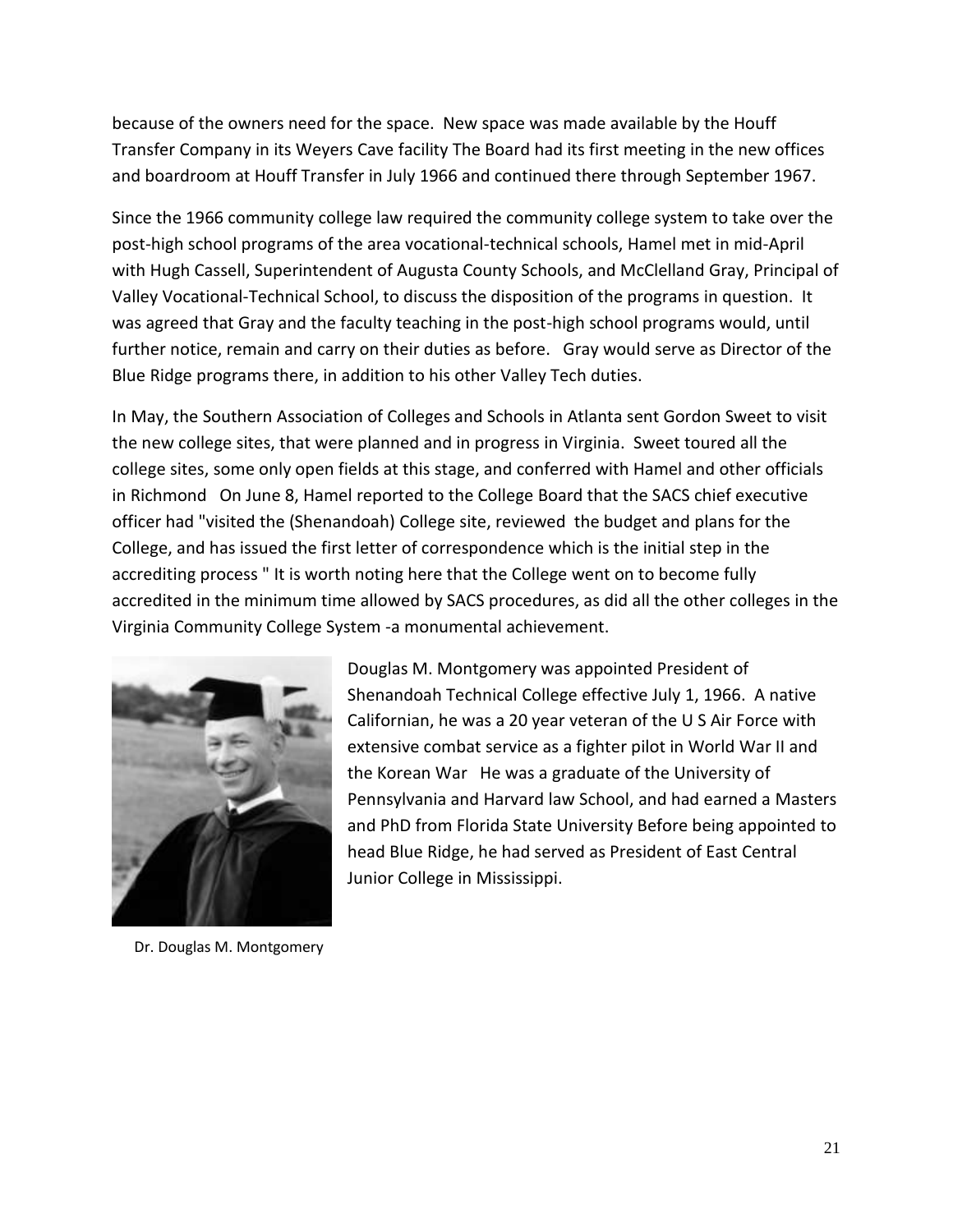because of the owners need for the space. New space was made available by the Houff Transfer Company in its Weyers Cave facility The Board had its first meeting in the new offices and boardroom at Houff Transfer in July 1966 and continued there through September 1967.

Since the 1966 community college law required the community college system to take over the post-high school programs of the area vocational-technical schools, Hamel met in mid-April with Hugh Cassell, Superintendent of Augusta County Schools, and McClelland Gray, Principal of Valley Vocational-Technical School, to discuss the disposition of the programs in question. It was agreed that Gray and the faculty teaching in the post-high school programs would, until further notice, remain and carry on their duties as before. Gray would serve as Director of the Blue Ridge programs there, in addition to his other Valley Tech duties.

In May, the Southern Association of Colleges and Schools in Atlanta sent Gordon Sweet to visit the new college sites, that were planned and in progress in Virginia. Sweet toured all the college sites, some only open fields at this stage, and conferred with Hamel and other officials in Richmond On June 8, Hamel reported to the College Board that the SACS chief executive officer had "visited the (Shenandoah) College site, reviewed the budget and plans for the College, and has issued the first letter of correspondence which is the initial step in the accrediting process " It is worth noting here that the College went on to become fully accredited in the minimum time allowed by SACS procedures, as did all the other colleges in the Virginia Community College System -a monumental achievement.

Douglas M. Montgomery was appointed President of Shenandoah Technical College effective July 1, 1966. A native Californian, he was a 20 year veteran of the U S Air Force with extensive combat service as a fighter pilot in World War II and the Korean War He was a graduate of the University of Pennsylvania and Harvard law School, and had earned a Masters and PhD from Florida State University Before being appointed to head Blue Ridge, he had served as President of East Central Junior College in Mississippi.

Dr. Douglas M. Montgomery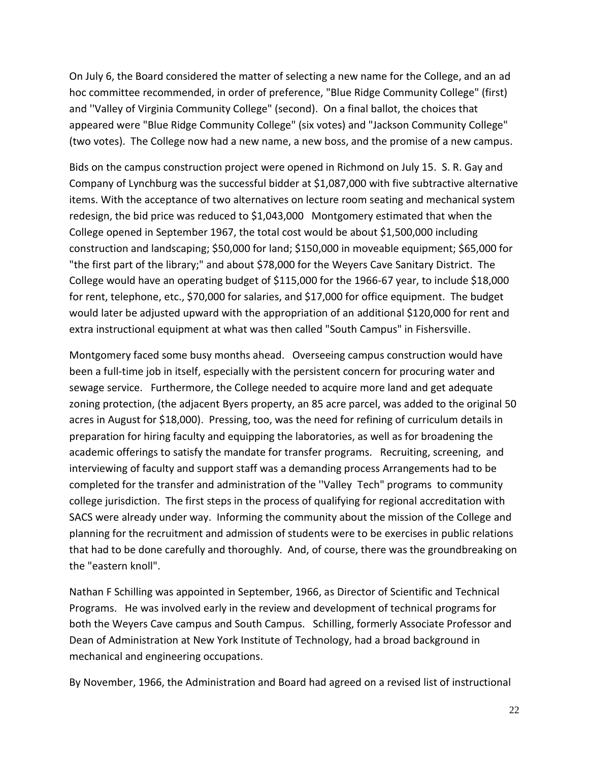On July 6, the Board considered the matter of selecting a new name for the College, and an ad hoc committee recommended, in order of preference, "Blue Ridge Community College" (first) and ''Valley of Virginia Community College" (second). On a final ballot, the choices that appeared were "Blue Ridge Community College" (six votes) and "Jackson Community College" (two votes). The College now had a new name, a new boss, and the promise of a new campus.

Bids on the campus construction project were opened in Richmond on July 15. S. R. Gay and Company of Lynchburg was the successful bidder at $1,087,000 with five subtractive alternative items. With the acceptance of two alternatives on lecture room seating and mechanical system redesign, the bid price was reduced to $1,043,000 Montgomery estimated that when the College opened in September 1967, the total cost would be about $1,500,000 including construction and landscaping; $50,000 for land; $150,000 in moveable equipment; $65,000 for "the first part of the library;" and about $78,000 for the Weyers Cave Sanitary District. The College would have an operating budget of $115,000 for the 1966-67 year, to include $18,000 for rent, telephone, etc., $70,000 for salaries, and $17,000 for office equipment. The budget would later be adjusted upward with the appropriation of an additional $120,000 for rent and extra instructional equipment at what was then called "South Campus" in Fishersville.

Montgomery faced some busy months ahead. Overseeing campus construction would have been a full-time job in itself, especially with the persistent concern for procuring water and sewage service. Furthermore, the College needed to acquire more land and get adequate zoning protection, (the adjacent Byers property, an 85 acre parcel, was added to the original 50 acres in August for $18,000). Pressing, too, was the need for refining of curriculum details in preparation for hiring faculty and equipping the laboratories, as well as for broadening the academic offerings to satisfy the mandate for transfer programs. Recruiting, screening, and interviewing of faculty and support staff was a demanding process Arrangements had to be completed for the transfer and administration of the ''Valley Tech" programs to community college jurisdiction. The first steps in the process of qualifying for regional accreditation with SACS were already under way. Informing the community about the mission of the College and planning for the recruitment and admission of students were to be exercises in public relations that had to be done carefully and thoroughly. And, of course, there was the groundbreaking on the "eastern knoll".

Nathan F Schilling was appointed in September, 1966, as Director of Scientific and Technical Programs. He was involved early in the review and development of technical programs for both the Weyers Cave campus and South Campus. Schilling, formerly Associate Professor and Dean of Administration at New York Institute of Technology, had a broad background in mechanical and engineering occupations.

By November, 1966, the Administration and Board had agreed on a revised list of instructional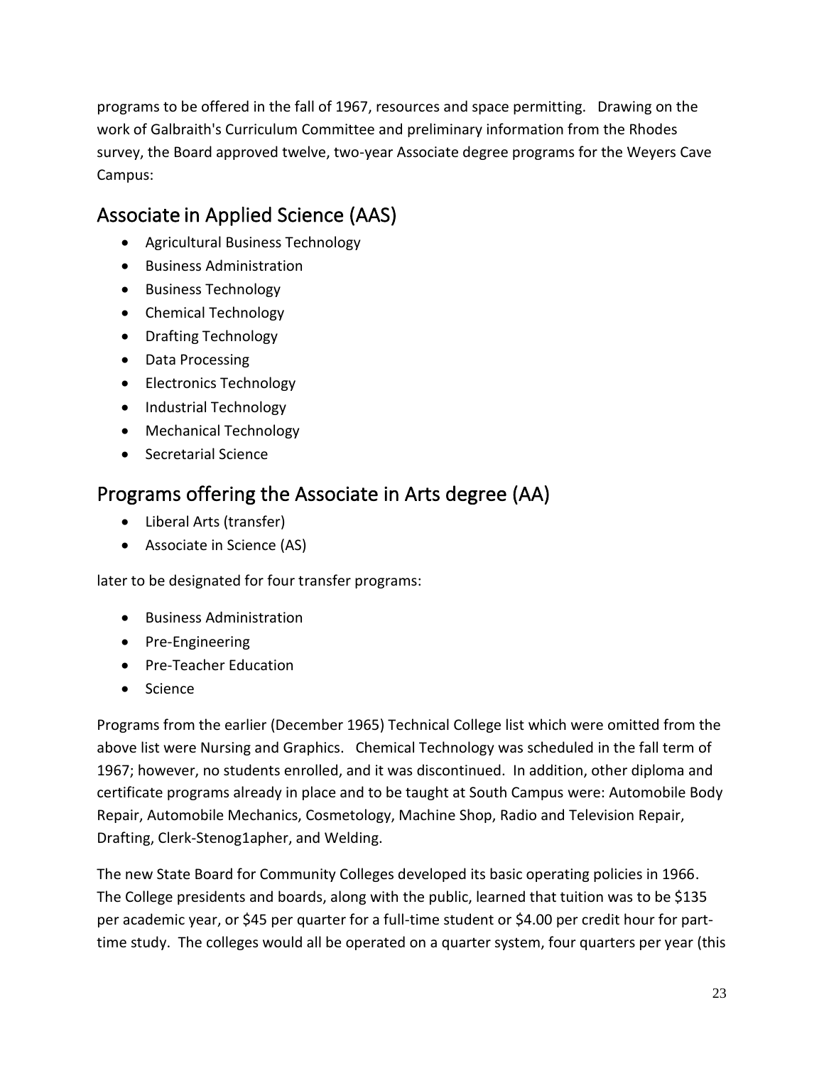programs to be offered in the fall of 1967, resources and space permitting. Drawing on the work of Galbraith's Curriculum Committee and preliminary information from the Rhodes survey, the Board approved twelve, two-year Associate degree programs for the Weyers Cave Campus:

## Associate in Applied Science (AAS)

- Agricultural Business Technology
- Business Administration
- Business Technology
- Chemical Technology
- Drafting Technology
- Data Processing
- Electronics Technology
- Industrial Technology
- Mechanical Technology
- Secretarial Science

## Programs offering the Associate in Arts degree (AA)

- Liberal Arts (transfer)
- Associate in Science (AS)

later to be designated for four transfer programs:

- Business Administration
- Pre-Engineering
- Pre-Teacher Education
- Science

Programs from the earlier (December 1965) Technical College list which were omitted from the above list were Nursing and Graphics. Chemical Technology was scheduled in the fall term of 1967; however, no students enrolled, and it was discontinued. In addition, other diploma and certificate programs already in place and to be taught at South Campus were: Automobile Body Repair, Automobile Mechanics, Cosmetology, Machine Shop, Radio and Television Repair, Drafting, Clerk-Stenog1apher, and Welding.

The new State Board for Community Colleges developed its basic operating policies in 1966. The College presidents and boards, along with the public, learned that tuition was to be $135 per academic year, or $45 per quarter for a full-time student or $4.00 per credit hour for part-time study. The colleges would all be operated on a quarter system, four quarters per year (this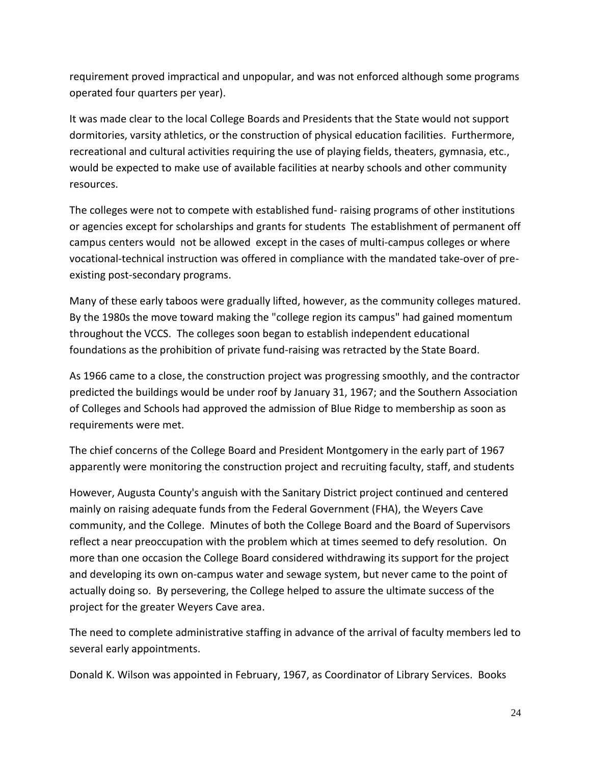requirement proved impractical and unpopular, and was not enforced although some programs operated four quarters per year).

It was made clear to the local College Boards and Presidents that the State would not support dormitories, varsity athletics, or the construction of physical education facilities. Furthermore, recreational and cultural activities requiring the use of playing fields, theaters, gymnasia, etc., would be expected to make use of available facilities at nearby schools and other community resources.

The colleges were not to compete with established fund- raising programs of other institutions or agencies except for scholarships and grants for students The establishment of permanent off campus centers would not be allowed except in the cases of multi-campus colleges or where vocational-technical instruction was offered in compliance with the mandated take-over of pre-existing post-secondary programs.

Many of these early taboos were gradually lifted, however, as the community colleges matured. By the 1980s the move toward making the "college region its campus" had gained momentum throughout the VCCS. The colleges soon began to establish independent educational foundations as the prohibition of private fund-raising was retracted by the State Board.

As 1966 came to a close, the construction project was progressing smoothly, and the contractor predicted the buildings would be under roof by January 31, 1967; and the Southern Association of Colleges and Schools had approved the admission of Blue Ridge to membership as soon as requirements were met.

The chief concerns of the College Board and President Montgomery in the early part of 1967 apparently were monitoring the construction project and recruiting faculty, staff, and students

However, Augusta County's anguish with the Sanitary District project continued and centered mainly on raising adequate funds from the Federal Government (FHA), the Weyers Cave community, and the College. Minutes of both the College Board and the Board of Supervisors reflect a near preoccupation with the problem which at times seemed to defy resolution. On more than one occasion the College Board considered withdrawing its support for the project and developing its own on-campus water and sewage system, but never came to the point of actually doing so. By persevering, the College helped to assure the ultimate success of the project for the greater Weyers Cave area.

The need to complete administrative staffing in advance of the arrival of faculty members led to several early appointments.

Donald K. Wilson was appointed in February, 1967, as Coordinator of Library Services. Books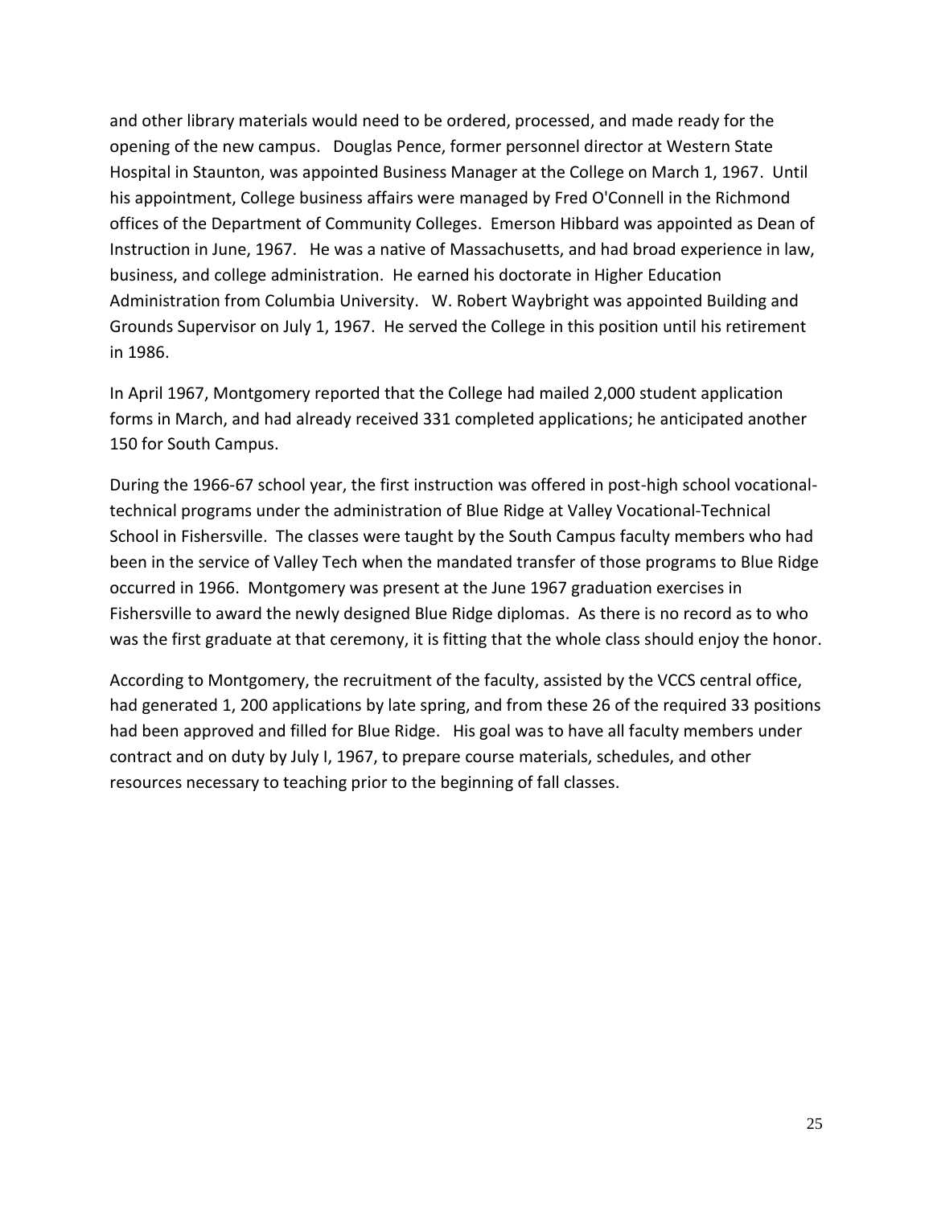and other library materials would need to be ordered, processed, and made ready for the opening of the new campus. Douglas Pence, former personnel director at Western State Hospital in Staunton, was appointed Business Manager at the College on March 1, 1967. Until his appointment, College business affairs were managed by Fred O'Connell in the Richmond offices of the Department of Community Colleges. Emerson Hibbard was appointed as Dean of Instruction in June, 1967. He was a native of Massachusetts, and had broad experience in law, business, and college administration. He earned his doctorate in Higher Education Administration from Columbia University. W. Robert Waybright was appointed Building and Grounds Supervisor on July 1, 1967. He served the College in this position until his retirement in 1986.

In April 1967, Montgomery reported that the College had mailed 2,000 student application forms in March, and had already received 331 completed applications; he anticipated another 150 for South Campus.

During the 1966-67 school year, the first instruction was offered in post-high school vocational-technical programs under the administration of Blue Ridge at Valley Vocational-Technical School in Fishersville. The classes were taught by the South Campus faculty members who had been in the service of Valley Tech when the mandated transfer of those programs to Blue Ridge occurred in 1966. Montgomery was present at the June 1967 graduation exercises in Fishersville to award the newly designed Blue Ridge diplomas. As there is no record as to who was the first graduate at that ceremony, it is fitting that the whole class should enjoy the honor.

According to Montgomery, the recruitment of the faculty, assisted by the VCCS central office, had generated 1, 200 applications by late spring, and from these 26 of the required 33 positions had been approved and filled for Blue Ridge. His goal was to have all faculty members under contract and on duty by July I, 1967, to prepare course materials, schedules, and other resources necessary to teaching prior to the beginning of fall classes.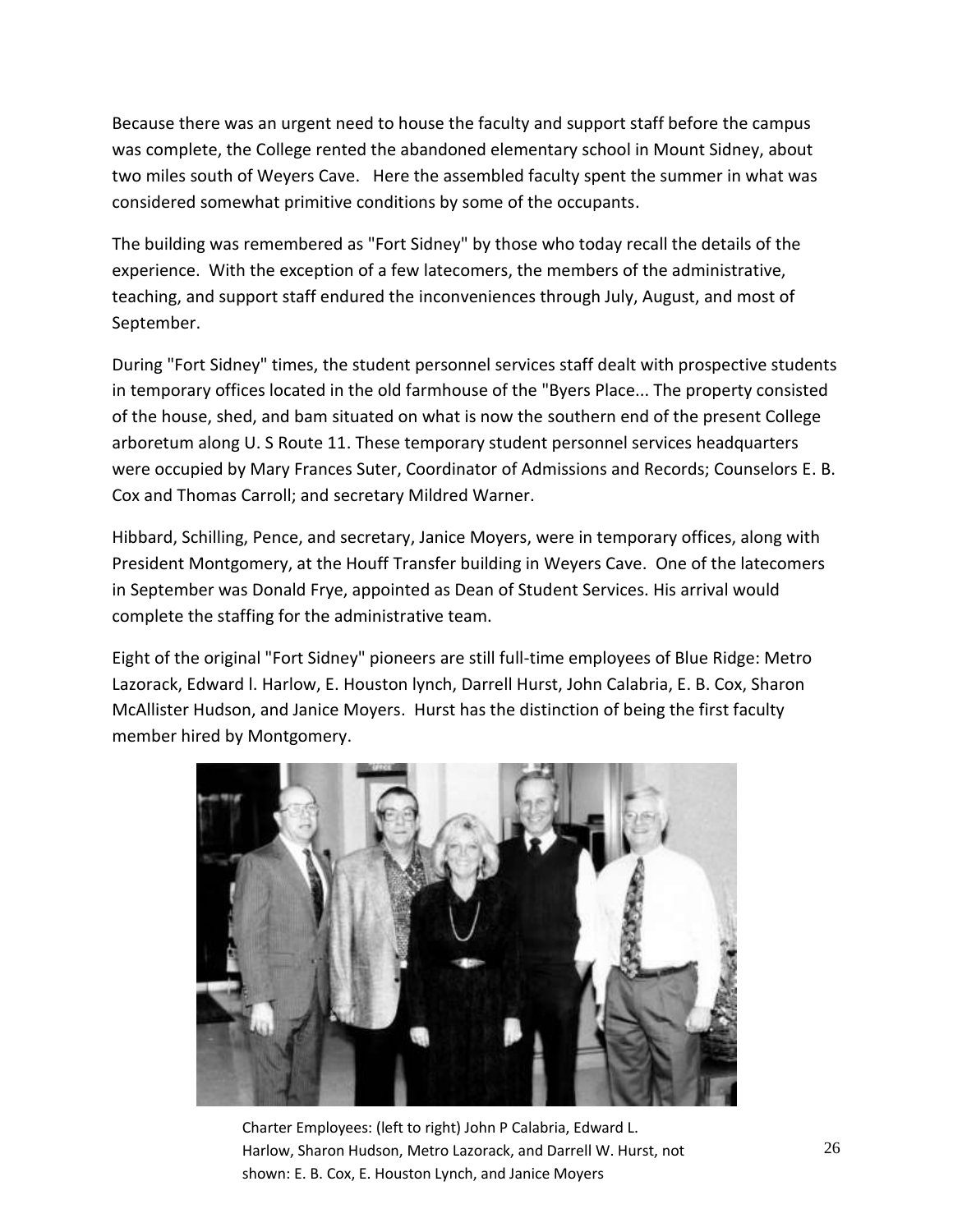Because there was an urgent need to house the faculty and support staff before the campus was complete, the College rented the abandoned elementary school in Mount Sidney, about two miles south of Weyers Cave. Here the assembled faculty spent the summer in what was considered somewhat primitive conditions by some of the occupants.

The building was remembered as "Fort Sidney" by those who today recall the details of the experience. With the exception of a few latecomers, the members of the administrative, teaching, and support staff endured the inconveniences through July, August, and most of September.

During "Fort Sidney" times, the student personnel services staff dealt with prospective students in temporary offices located in the old farmhouse of the "Byers Place... The property consisted of the house, shed, and bam situated on what is now the southern end of the present College arboretum along U. S Route 11. These temporary student personnel services headquarters were occupied by Mary Frances Suter, Coordinator of Admissions and Records; Counselors E. B. Cox and Thomas Carroll; and secretary Mildred Warner.

Hibbard, Schilling, Pence, and secretary, Janice Moyers, were in temporary offices, along with President Montgomery, at the Houff Transfer building in Weyers Cave. One of the latecomers in September was Donald Frye, appointed as Dean of Student Services. His arrival would complete the staffing for the administrative team.

Eight of the original "Fort Sidney" pioneers are still full-time employees of Blue Ridge: Metro Lazorack, Edward l. Harlow, E. Houston lynch, Darrell Hurst, John Calabria, E. B. Cox, Sharon McAllister Hudson, and Janice Moyers. Hurst has the distinction of being the first faculty member hired by Montgomery.

Charter Employees: (left to right) John P Calabria, Edward L. Harlow, Sharon Hudson, Metro Lazorack, and Darrell W. Hurst, not shown: E. B. Cox, E. Houston Lynch, and Janice Moyers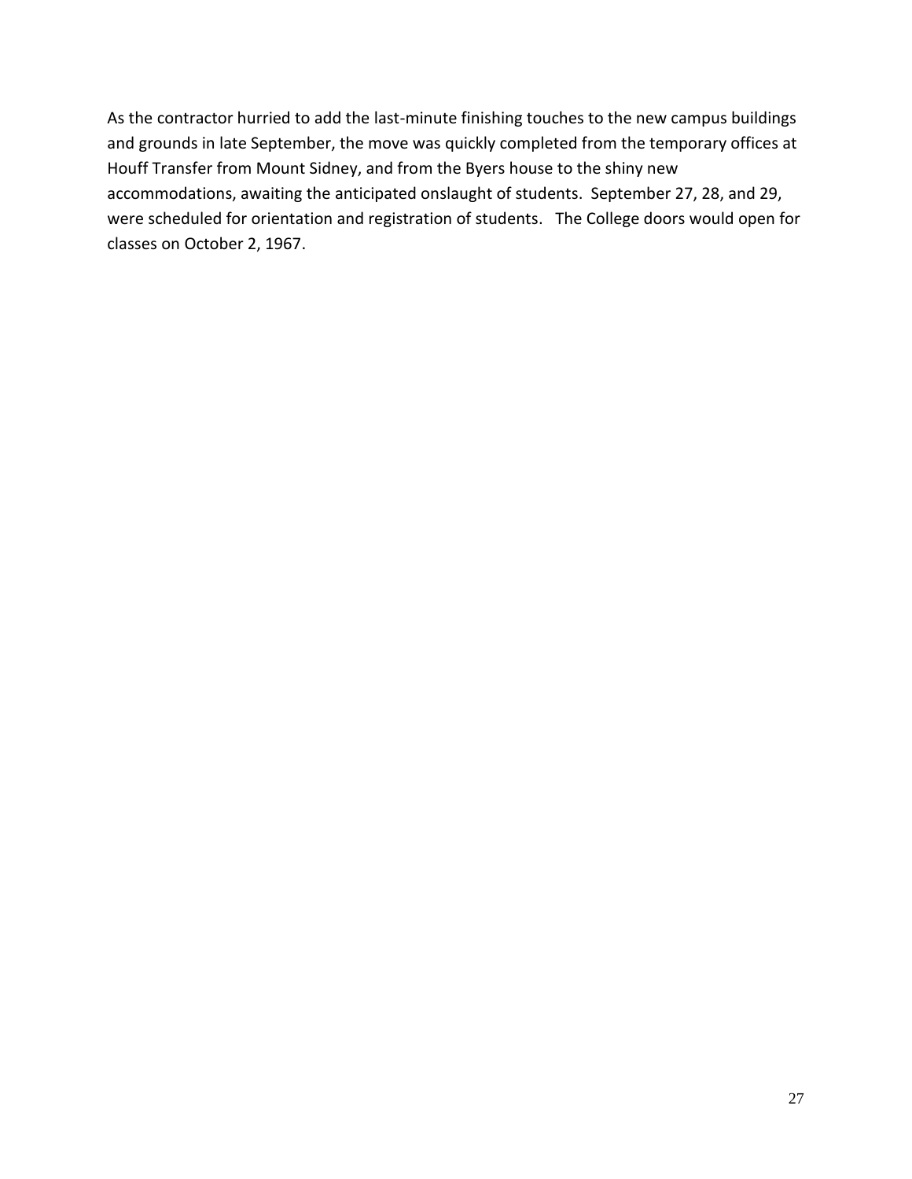As the contractor hurried to add the last-minute finishing touches to the new campus buildings and grounds in late September, the move was quickly completed from the temporary offices at Houff Transfer from Mount Sidney, and from the Byers house to the shiny new accommodations, awaiting the anticipated onslaught of students. September 27, 28, and 29, were scheduled for orientation and registration of students. The College doors would open for classes on October 2, 1967.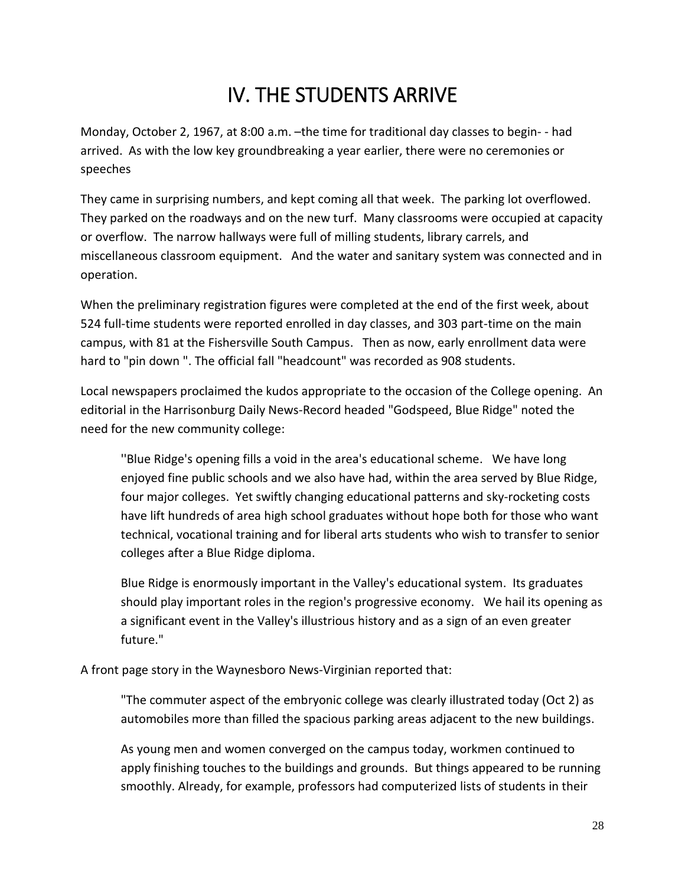# IV. THE STUDENTS ARRIVE

Monday, October 2, 1967, at 8:00 a.m. –the time for traditional day classes to begin- - had arrived. As with the low key groundbreaking a year earlier, there were no ceremonies or speeches

They came in surprising numbers, and kept coming all that week. The parking lot overflowed. They parked on the roadways and on the new turf. Many classrooms were occupied at capacity or overflow. The narrow hallways were full of milling students, library carrels, and miscellaneous classroom equipment. And the water and sanitary system was connected and in operation.

When the preliminary registration figures were completed at the end of the first week, about 524 full-time students were reported enrolled in day classes, and 303 part-time on the main campus, with 81 at the Fishersville South Campus. Then as now, early enrollment data were hard to "pin down ". The official fall "headcount" was recorded as 908 students.

Local newspapers proclaimed the kudos appropriate to the occasion of the College opening. An editorial in the Harrisonburg Daily News-Record headed "Godspeed, Blue Ridge" noted the need for the new community college:

> ''Blue Ridge's opening fills a void in the area's educational scheme. We have long enjoyed fine public schools and we also have had, within the area served by Blue Ridge, four major colleges. Yet swiftly changing educational patterns and sky-rocketing costs have lift hundreds of area high school graduates without hope both for those who want technical, vocational training and for liberal arts students who wish to transfer to senior colleges after a Blue Ridge diploma.
>
> Blue Ridge is enormously important in the Valley's educational system. Its graduates should play important roles in the region's progressive economy. We hail its opening as a significant event in the Valley's illustrious history and as a sign of an even greater future."

A front page story in the Waynesboro News-Virginian reported that:

> "The commuter aspect of the embryonic college was clearly illustrated today (Oct 2) as automobiles more than filled the spacious parking areas adjacent to the new buildings.
>
> As young men and women converged on the campus today, workmen continued to apply finishing touches to the buildings and grounds. But things appeared to be running smoothly. Already, for example, professors had computerized lists of students in their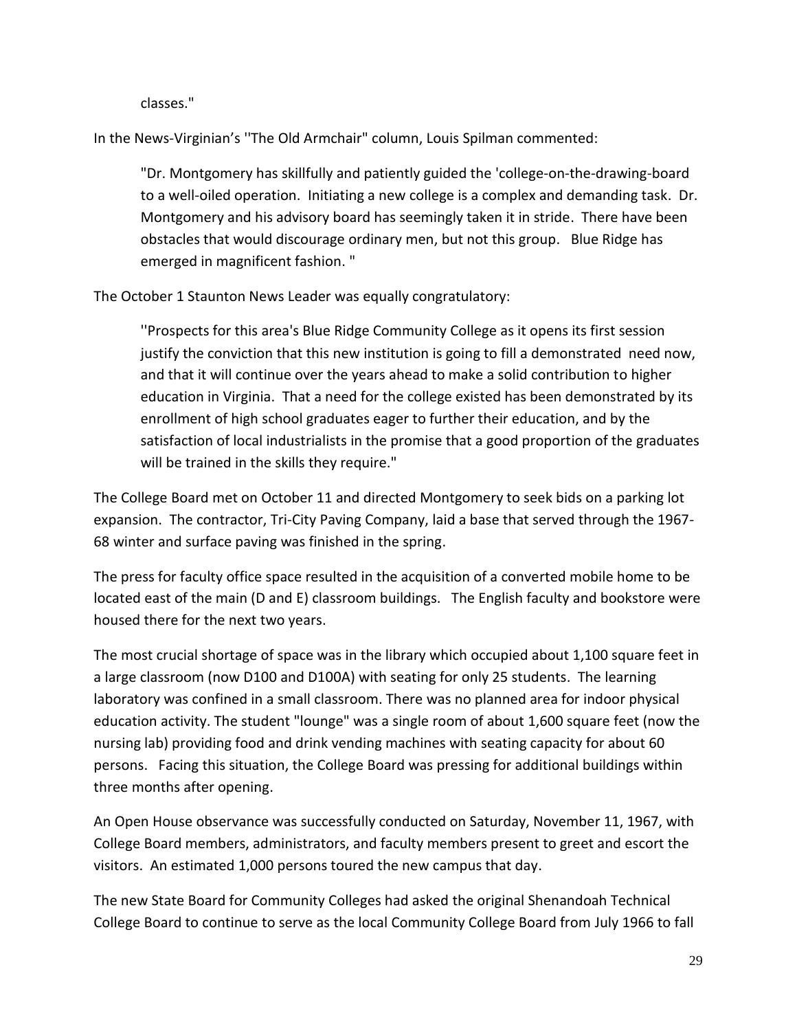classes."

In the News-Virginian's ''The Old Armchair" column, Louis Spilman commented:

> "Dr. Montgomery has skillfully and patiently guided the 'college-on-the-drawing-board to a well-oiled operation. Initiating a new college is a complex and demanding task. Dr. Montgomery and his advisory board has seemingly taken it in stride. There have been obstacles that would discourage ordinary men, but not this group. Blue Ridge has emerged in magnificent fashion. "

The October 1 Staunton News Leader was equally congratulatory:

> ''Prospects for this area's Blue Ridge Community College as it opens its first session justify the conviction that this new institution is going to fill a demonstrated need now, and that it will continue over the years ahead to make a solid contribution to higher education in Virginia. That a need for the college existed has been demonstrated by its enrollment of high school graduates eager to further their education, and by the satisfaction of local industrialists in the promise that a good proportion of the graduates will be trained in the skills they require."

The College Board met on October 11 and directed Montgomery to seek bids on a parking lot expansion. The contractor, Tri-City Paving Company, laid a base that served through the 1967-68 winter and surface paving was finished in the spring.

The press for faculty office space resulted in the acquisition of a converted mobile home to be located east of the main (D and E) classroom buildings. The English faculty and bookstore were housed there for the next two years.

The most crucial shortage of space was in the library which occupied about 1,100 square feet in a large classroom (now D100 and D100A) with seating for only 25 students. The learning laboratory was confined in a small classroom. There was no planned area for indoor physical education activity. The student "lounge" was a single room of about 1,600 square feet (now the nursing lab) providing food and drink vending machines with seating capacity for about 60 persons. Facing this situation, the College Board was pressing for additional buildings within three months after opening.

An Open House observance was successfully conducted on Saturday, November 11, 1967, with College Board members, administrators, and faculty members present to greet and escort the visitors. An estimated 1,000 persons toured the new campus that day.

The new State Board for Community Colleges had asked the original Shenandoah Technical College Board to continue to serve as the local Community College Board from July 1966 to fall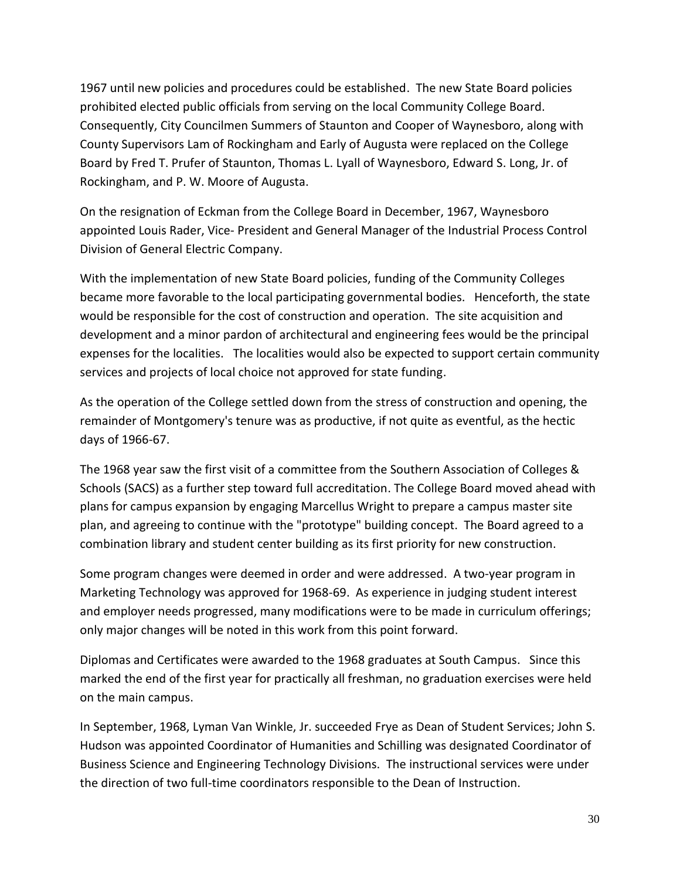1967 until new policies and procedures could be established. The new State Board policies prohibited elected public officials from serving on the local Community College Board. Consequently, City Councilmen Summers of Staunton and Cooper of Waynesboro, along with County Supervisors Lam of Rockingham and Early of Augusta were replaced on the College Board by Fred T. Prufer of Staunton, Thomas L. Lyall of Waynesboro, Edward S. Long, Jr. of Rockingham, and P. W. Moore of Augusta.

On the resignation of Eckman from the College Board in December, 1967, Waynesboro appointed Louis Rader, Vice- President and General Manager of the Industrial Process Control Division of General Electric Company.

With the implementation of new State Board policies, funding of the Community Colleges became more favorable to the local participating governmental bodies. Henceforth, the state would be responsible for the cost of construction and operation. The site acquisition and development and a minor pardon of architectural and engineering fees would be the principal expenses for the localities. The localities would also be expected to support certain community services and projects of local choice not approved for state funding.

As the operation of the College settled down from the stress of construction and opening, the remainder of Montgomery's tenure was as productive, if not quite as eventful, as the hectic days of 1966-67.

The 1968 year saw the first visit of a committee from the Southern Association of Colleges & Schools (SACS) as a further step toward full accreditation. The College Board moved ahead with plans for campus expansion by engaging Marcellus Wright to prepare a campus master site plan, and agreeing to continue with the "prototype" building concept. The Board agreed to a combination library and student center building as its first priority for new construction.

Some program changes were deemed in order and were addressed. A two-year program in Marketing Technology was approved for 1968-69. As experience in judging student interest and employer needs progressed, many modifications were to be made in curriculum offerings; only major changes will be noted in this work from this point forward.

Diplomas and Certificates were awarded to the 1968 graduates at South Campus. Since this marked the end of the first year for practically all freshman, no graduation exercises were held on the main campus.

In September, 1968, Lyman Van Winkle, Jr. succeeded Frye as Dean of Student Services; John S. Hudson was appointed Coordinator of Humanities and Schilling was designated Coordinator of Business Science and Engineering Technology Divisions. The instructional services were under the direction of two full-time coordinators responsible to the Dean of Instruction.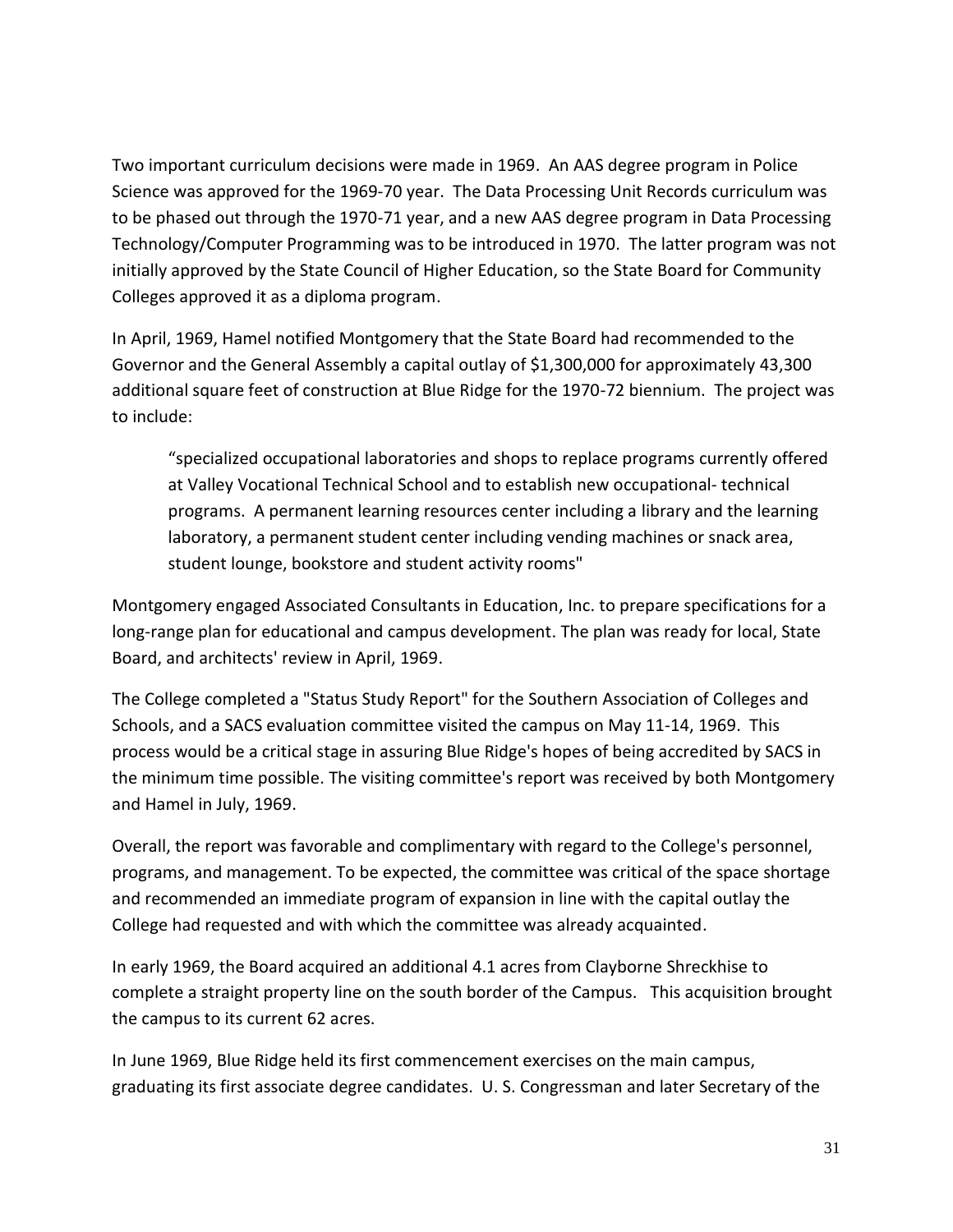Two important curriculum decisions were made in 1969. An AAS degree program in Police Science was approved for the 1969-70 year. The Data Processing Unit Records curriculum was to be phased out through the 1970-71 year, and a new AAS degree program in Data Processing Technology/Computer Programming was to be introduced in 1970. The latter program was not initially approved by the State Council of Higher Education, so the State Board for Community Colleges approved it as a diploma program.

In April, 1969, Hamel notified Montgomery that the State Board had recommended to the Governor and the General Assembly a capital outlay of $1,300,000 for approximately 43,300 additional square feet of construction at Blue Ridge for the 1970-72 biennium. The project was to include:

> "specialized occupational laboratories and shops to replace programs currently offered at Valley Vocational Technical School and to establish new occupational- technical programs. A permanent learning resources center including a library and the learning laboratory, a permanent student center including vending machines or snack area, student lounge, bookstore and student activity rooms"

Montgomery engaged Associated Consultants in Education, Inc. to prepare specifications for a long-range plan for educational and campus development. The plan was ready for local, State Board, and architects' review in April, 1969.

The College completed a "Status Study Report" for the Southern Association of Colleges and Schools, and a SACS evaluation committee visited the campus on May 11-14, 1969. This process would be a critical stage in assuring Blue Ridge's hopes of being accredited by SACS in the minimum time possible. The visiting committee's report was received by both Montgomery and Hamel in July, 1969.

Overall, the report was favorable and complimentary with regard to the College's personnel, programs, and management. To be expected, the committee was critical of the space shortage and recommended an immediate program of expansion in line with the capital outlay the College had requested and with which the committee was already acquainted.

In early 1969, the Board acquired an additional 4.1 acres from Clayborne Shreckhise to complete a straight property line on the south border of the Campus. This acquisition brought the campus to its current 62 acres.

In June 1969, Blue Ridge held its first commencement exercises on the main campus, graduating its first associate degree candidates. U. S. Congressman and later Secretary of the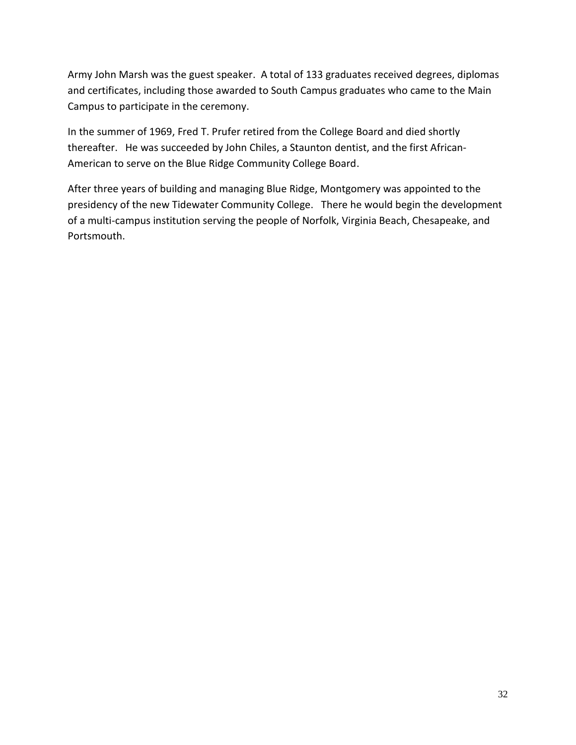Army John Marsh was the guest speaker. A total of 133 graduates received degrees, diplomas and certificates, including those awarded to South Campus graduates who came to the Main Campus to participate in the ceremony.

In the summer of 1969, Fred T. Prufer retired from the College Board and died shortly thereafter. He was succeeded by John Chiles, a Staunton dentist, and the first African-American to serve on the Blue Ridge Community College Board.

After three years of building and managing Blue Ridge, Montgomery was appointed to the presidency of the new Tidewater Community College. There he would begin the development of a multi-campus institution serving the people of Norfolk, Virginia Beach, Chesapeake, and Portsmouth.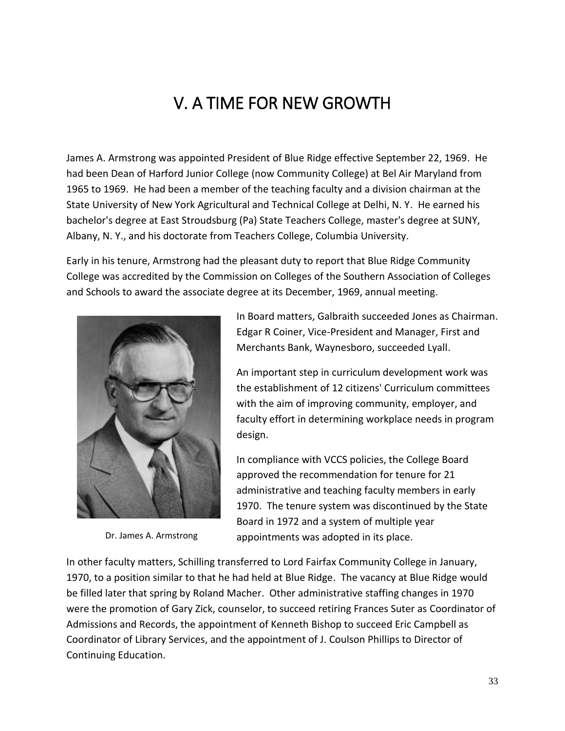# V. A TIME FOR NEW GROWTH

James A. Armstrong was appointed President of Blue Ridge effective September 22, 1969. He had been Dean of Harford Junior College (now Community College) at Bel Air Maryland from 1965 to 1969. He had been a member of the teaching faculty and a division chairman at the State University of New York Agricultural and Technical College at Delhi, N. Y. He earned his bachelor's degree at East Stroudsburg (Pa) State Teachers College, master's degree at SUNY, Albany, N. Y., and his doctorate from Teachers College, Columbia University.

Early in his tenure, Armstrong had the pleasant duty to report that Blue Ridge Community College was accredited by the Commission on Colleges of the Southern Association of Colleges and Schools to award the associate degree at its December, 1969, annual meeting.

Dr. James A. Armstrong

In Board matters, Galbraith succeeded Jones as Chairman. Edgar R Coiner, Vice-President and Manager, First and Merchants Bank, Waynesboro, succeeded Lyall.

An important step in curriculum development work was the establishment of 12 citizens' Curriculum committees with the aim of improving community, employer, and faculty effort in determining workplace needs in program design.

In compliance with VCCS policies, the College Board approved the recommendation for tenure for 21 administrative and teaching faculty members in early 1970. The tenure system was discontinued by the State Board in 1972 and a system of multiple year appointments was adopted in its place.

In other faculty matters, Schilling transferred to Lord Fairfax Community College in January, 1970, to a position similar to that he had held at Blue Ridge. The vacancy at Blue Ridge would be filled later that spring by Roland Macher. Other administrative staffing changes in 1970 were the promotion of Gary Zick, counselor, to succeed retiring Frances Suter as Coordinator of Admissions and Records, the appointment of Kenneth Bishop to succeed Eric Campbell as Coordinator of Library Services, and the appointment of J. Coulson Phillips to Director of Continuing Education.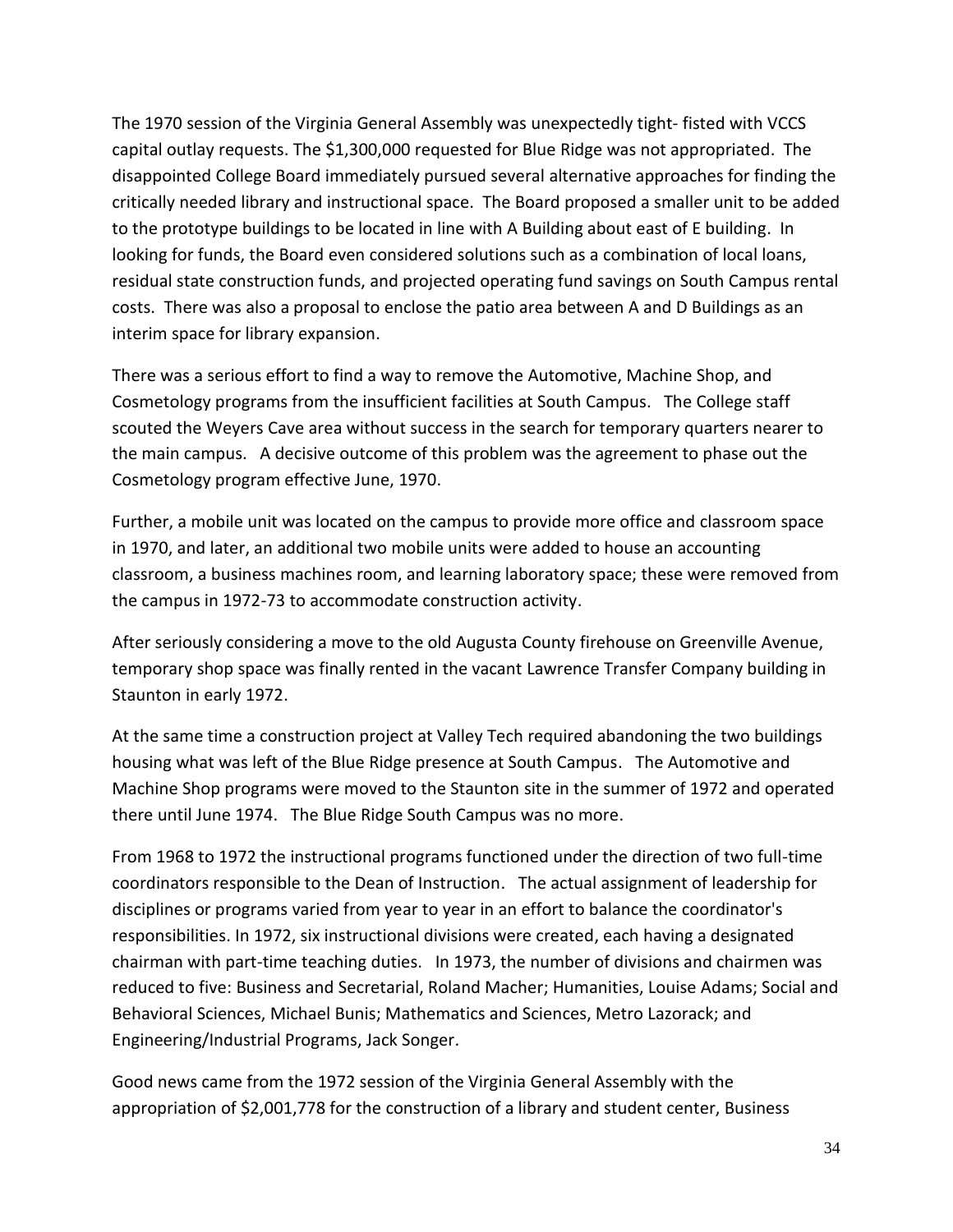The 1970 session of the Virginia General Assembly was unexpectedly tight- fisted with VCCS capital outlay requests. The $1,300,000 requested for Blue Ridge was not appropriated. The disappointed College Board immediately pursued several alternative approaches for finding the critically needed library and instructional space. The Board proposed a smaller unit to be added to the prototype buildings to be located in line with A Building about east of E building. In looking for funds, the Board even considered solutions such as a combination of local loans, residual state construction funds, and projected operating fund savings on South Campus rental costs. There was also a proposal to enclose the patio area between A and D Buildings as an interim space for library expansion.

There was a serious effort to find a way to remove the Automotive, Machine Shop, and Cosmetology programs from the insufficient facilities at South Campus. The College staff scouted the Weyers Cave area without success in the search for temporary quarters nearer to the main campus. A decisive outcome of this problem was the agreement to phase out the Cosmetology program effective June, 1970.

Further, a mobile unit was located on the campus to provide more office and classroom space in 1970, and later, an additional two mobile units were added to house an accounting classroom, a business machines room, and learning laboratory space; these were removed from the campus in 1972-73 to accommodate construction activity.

After seriously considering a move to the old Augusta County firehouse on Greenville Avenue, temporary shop space was finally rented in the vacant Lawrence Transfer Company building in Staunton in early 1972.

At the same time a construction project at Valley Tech required abandoning the two buildings housing what was left of the Blue Ridge presence at South Campus. The Automotive and Machine Shop programs were moved to the Staunton site in the summer of 1972 and operated there until June 1974. The Blue Ridge South Campus was no more.

From 1968 to 1972 the instructional programs functioned under the direction of two full-time coordinators responsible to the Dean of Instruction. The actual assignment of leadership for disciplines or programs varied from year to year in an effort to balance the coordinator's responsibilities. In 1972, six instructional divisions were created, each having a designated chairman with part-time teaching duties. In 1973, the number of divisions and chairmen was reduced to five: Business and Secretarial, Roland Macher; Humanities, Louise Adams; Social and Behavioral Sciences, Michael Bunis; Mathematics and Sciences, Metro Lazorack; and Engineering/Industrial Programs, Jack Songer.

Good news came from the 1972 session of the Virginia General Assembly with the appropriation of $2,001,778 for the construction of a library and student center, Business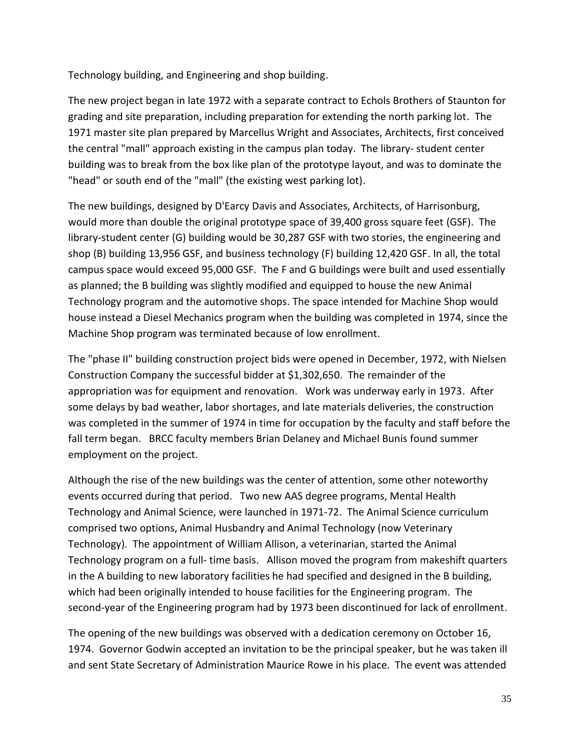Technology building, and Engineering and shop building.

The new project began in late 1972 with a separate contract to Echols Brothers of Staunton for grading and site preparation, including preparation for extending the north parking lot. The 1971 master site plan prepared by Marcellus Wright and Associates, Architects, first conceived the central "mall" approach existing in the campus plan today. The library- student center building was to break from the box like plan of the prototype layout, and was to dominate the "head" or south end of the "mall" (the existing west parking lot).

The new buildings, designed by D'Earcy Davis and Associates, Architects, of Harrisonburg, would more than double the original prototype space of 39,400 gross square feet (GSF). The library-student center (G) building would be 30,287 GSF with two stories, the engineering and shop (B) building 13,956 GSF, and business technology (F) building 12,420 GSF. In all, the total campus space would exceed 95,000 GSF. The F and G buildings were built and used essentially as planned; the B building was slightly modified and equipped to house the new Animal Technology program and the automotive shops. The space intended for Machine Shop would house instead a Diesel Mechanics program when the building was completed in 1974, since the Machine Shop program was terminated because of low enrollment.

The "phase II" building construction project bids were opened in December, 1972, with Nielsen Construction Company the successful bidder at $1,302,650. The remainder of the appropriation was for equipment and renovation. Work was underway early in 1973. After some delays by bad weather, labor shortages, and late materials deliveries, the construction was completed in the summer of 1974 in time for occupation by the faculty and staff before the fall term began. BRCC faculty members Brian Delaney and Michael Bunis found summer employment on the project.

Although the rise of the new buildings was the center of attention, some other noteworthy events occurred during that period. Two new AAS degree programs, Mental Health Technology and Animal Science, were launched in 1971-72. The Animal Science curriculum comprised two options, Animal Husbandry and Animal Technology (now Veterinary Technology). The appointment of William Allison, a veterinarian, started the Animal Technology program on a full- time basis. Allison moved the program from makeshift quarters in the A building to new laboratory facilities he had specified and designed in the B building, which had been originally intended to house facilities for the Engineering program. The second-year of the Engineering program had by 1973 been discontinued for lack of enrollment.

The opening of the new buildings was observed with a dedication ceremony on October 16, 1974. Governor Godwin accepted an invitation to be the principal speaker, but he was taken ill and sent State Secretary of Administration Maurice Rowe in his place. The event was attended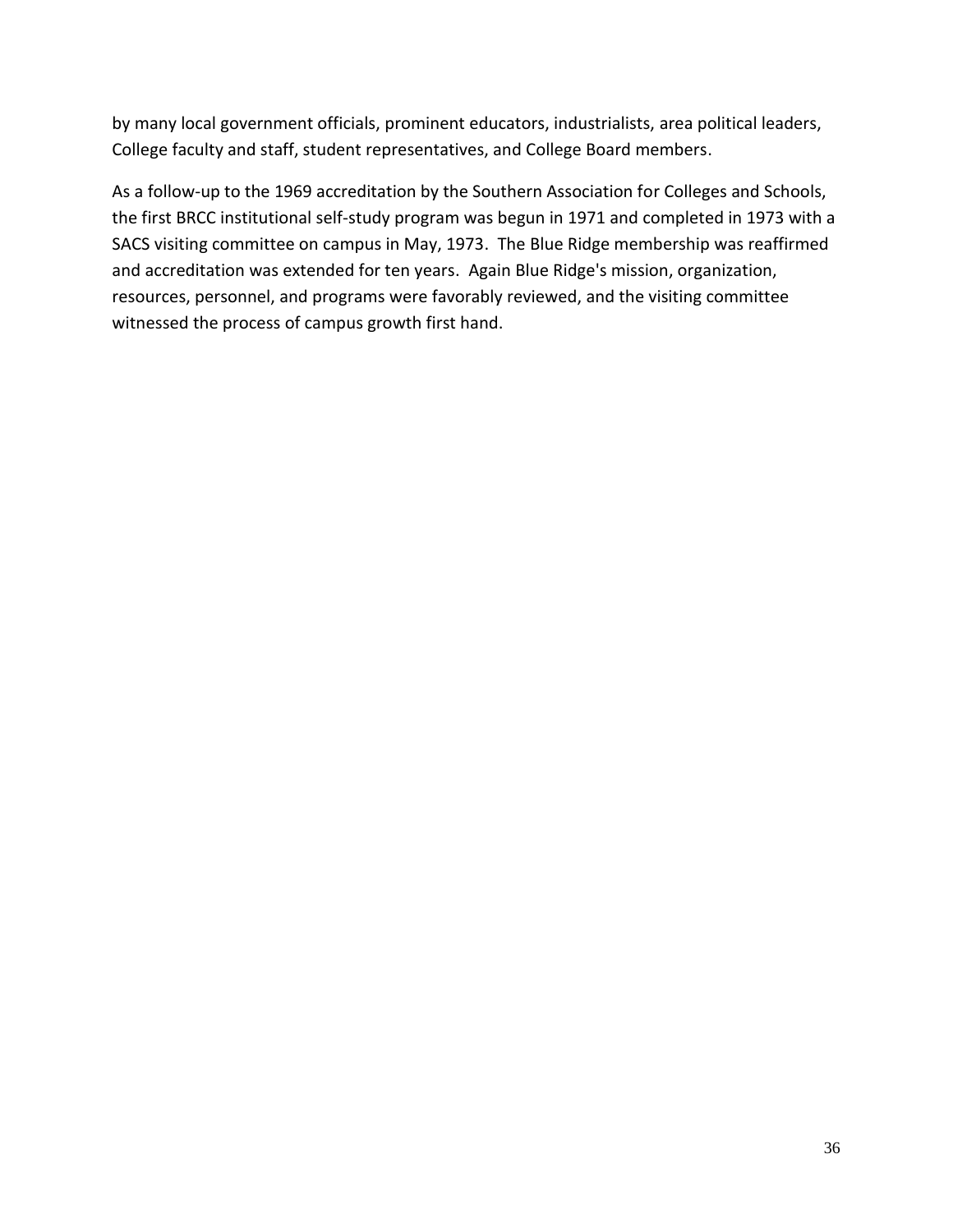by many local government officials, prominent educators, industrialists, area political leaders, College faculty and staff, student representatives, and College Board members.

As a follow-up to the 1969 accreditation by the Southern Association for Colleges and Schools, the first BRCC institutional self-study program was begun in 1971 and completed in 1973 with a SACS visiting committee on campus in May, 1973. The Blue Ridge membership was reaffirmed and accreditation was extended for ten years. Again Blue Ridge's mission, organization, resources, personnel, and programs were favorably reviewed, and the visiting committee witnessed the process of campus growth first hand.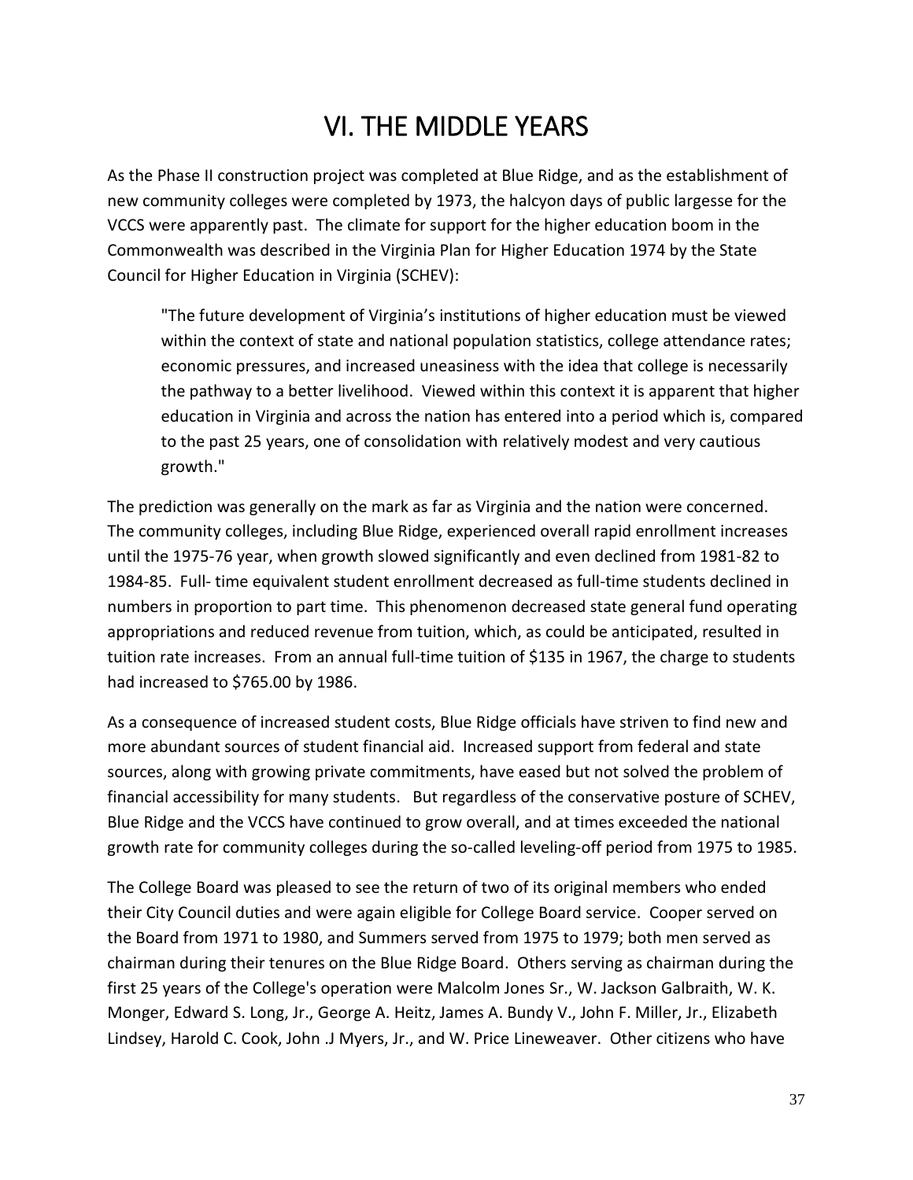# VI. THE MIDDLE YEARS

As the Phase II construction project was completed at Blue Ridge, and as the establishment of new community colleges were completed by 1973, the halcyon days of public largesse for the VCCS were apparently past. The climate for support for the higher education boom in the Commonwealth was described in the Virginia Plan for Higher Education 1974 by the State Council for Higher Education in Virginia (SCHEV):

> "The future development of Virginia's institutions of higher education must be viewed within the context of state and national population statistics, college attendance rates; economic pressures, and increased uneasiness with the idea that college is necessarily the pathway to a better livelihood. Viewed within this context it is apparent that higher education in Virginia and across the nation has entered into a period which is, compared to the past 25 years, one of consolidation with relatively modest and very cautious growth."

The prediction was generally on the mark as far as Virginia and the nation were concerned. The community colleges, including Blue Ridge, experienced overall rapid enrollment increases until the 1975-76 year, when growth slowed significantly and even declined from 1981-82 to 1984-85. Full- time equivalent student enrollment decreased as full-time students declined in numbers in proportion to part time. This phenomenon decreased state general fund operating appropriations and reduced revenue from tuition, which, as could be anticipated, resulted in tuition rate increases. From an annual full-time tuition of $135 in 1967, the charge to students had increased to $765.00 by 1986.

As a consequence of increased student costs, Blue Ridge officials have striven to find new and more abundant sources of student financial aid. Increased support from federal and state sources, along with growing private commitments, have eased but not solved the problem of financial accessibility for many students. But regardless of the conservative posture of SCHEV, Blue Ridge and the VCCS have continued to grow overall, and at times exceeded the national growth rate for community colleges during the so-called leveling-off period from 1975 to 1985.

The College Board was pleased to see the return of two of its original members who ended their City Council duties and were again eligible for College Board service. Cooper served on the Board from 1971 to 1980, and Summers served from 1975 to 1979; both men served as chairman during their tenures on the Blue Ridge Board. Others serving as chairman during the first 25 years of the College's operation were Malcolm Jones Sr., W. Jackson Galbraith, W. K. Monger, Edward S. Long, Jr., George A. Heitz, James A. Bundy V., John F. Miller, Jr., Elizabeth Lindsey, Harold C. Cook, John .J Myers, Jr., and W. Price Lineweaver. Other citizens who have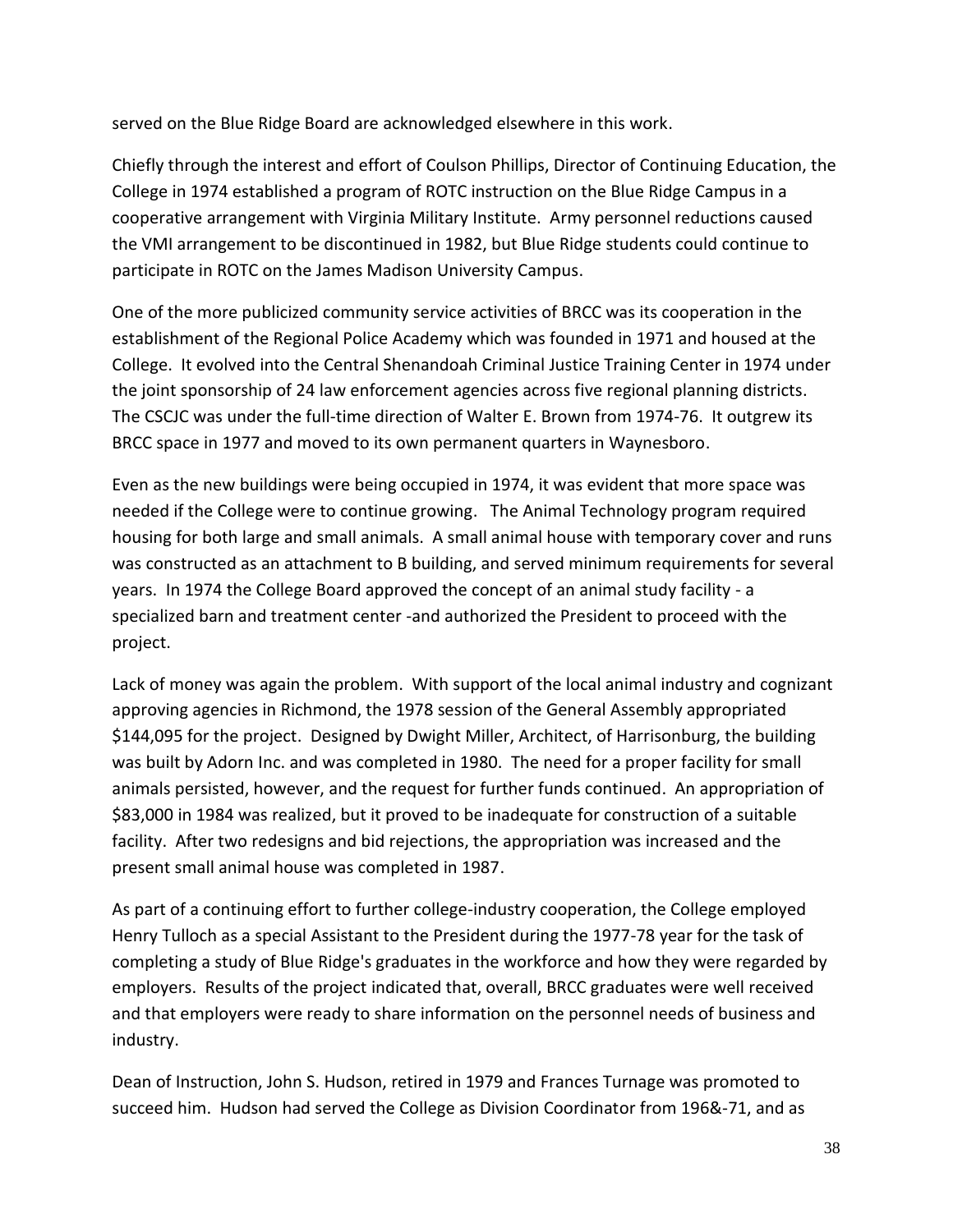served on the Blue Ridge Board are acknowledged elsewhere in this work.

Chiefly through the interest and effort of Coulson Phillips, Director of Continuing Education, the College in 1974 established a program of ROTC instruction on the Blue Ridge Campus in a cooperative arrangement with Virginia Military Institute. Army personnel reductions caused the VMI arrangement to be discontinued in 1982, but Blue Ridge students could continue to participate in ROTC on the James Madison University Campus.

One of the more publicized community service activities of BRCC was its cooperation in the establishment of the Regional Police Academy which was founded in 1971 and housed at the College. It evolved into the Central Shenandoah Criminal Justice Training Center in 1974 under the joint sponsorship of 24 law enforcement agencies across five regional planning districts. The CSCJC was under the full-time direction of Walter E. Brown from 1974-76. It outgrew its BRCC space in 1977 and moved to its own permanent quarters in Waynesboro.

Even as the new buildings were being occupied in 1974, it was evident that more space was needed if the College were to continue growing. The Animal Technology program required housing for both large and small animals. A small animal house with temporary cover and runs was constructed as an attachment to B building, and served minimum requirements for several years. In 1974 the College Board approved the concept of an animal study facility - a specialized barn and treatment center -and authorized the President to proceed with the project.

Lack of money was again the problem. With support of the local animal industry and cognizant approving agencies in Richmond, the 1978 session of the General Assembly appropriated $144,095 for the project. Designed by Dwight Miller, Architect, of Harrisonburg, the building was built by Adorn Inc. and was completed in 1980. The need for a proper facility for small animals persisted, however, and the request for further funds continued. An appropriation of $83,000 in 1984 was realized, but it proved to be inadequate for construction of a suitable facility. After two redesigns and bid rejections, the appropriation was increased and the present small animal house was completed in 1987.

As part of a continuing effort to further college-industry cooperation, the College employed Henry Tulloch as a special Assistant to the President during the 1977-78 year for the task of completing a study of Blue Ridge's graduates in the workforce and how they were regarded by employers. Results of the project indicated that, overall, BRCC graduates were well received and that employers were ready to share information on the personnel needs of business and industry.

Dean of Instruction, John S. Hudson, retired in 1979 and Frances Turnage was promoted to succeed him. Hudson had served the College as Division Coordinator from 196&-71, and as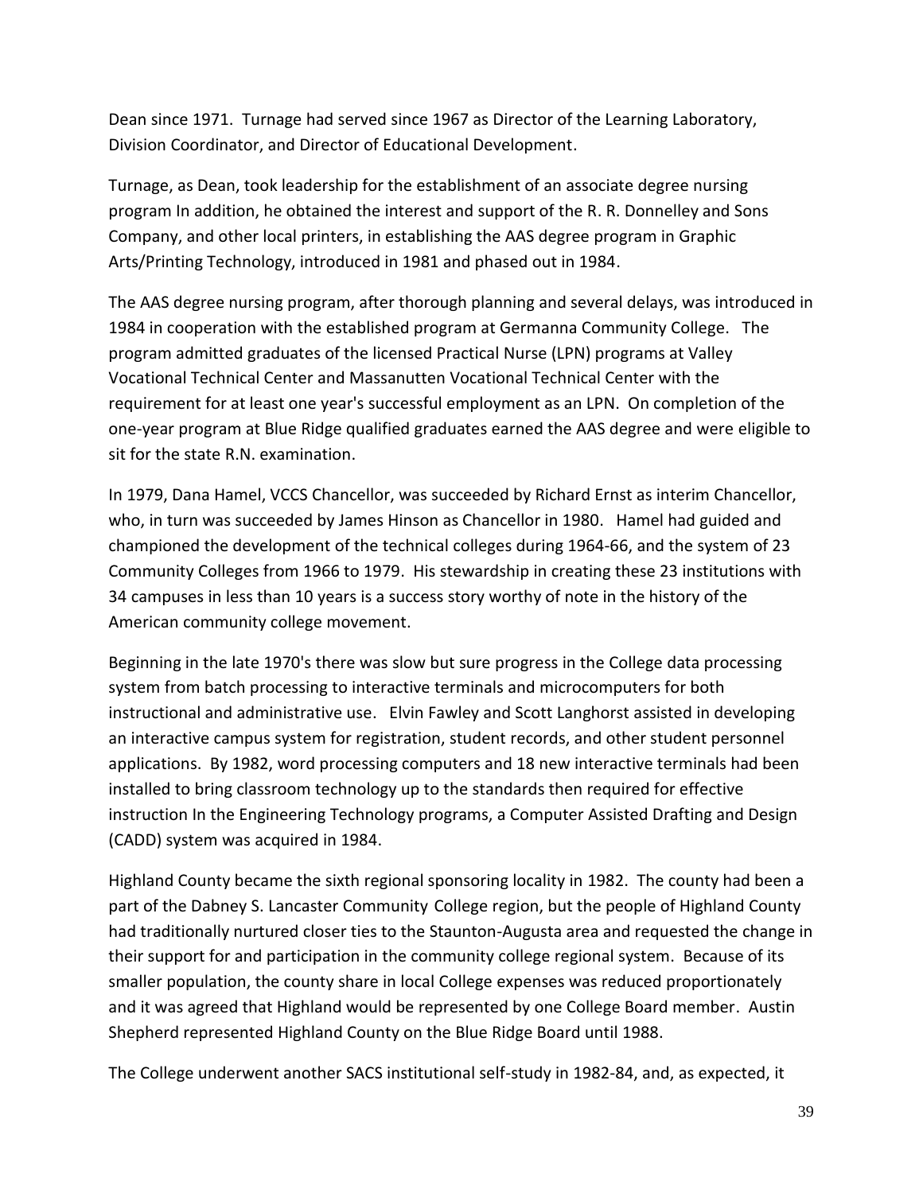Dean since 1971. Turnage had served since 1967 as Director of the Learning Laboratory, Division Coordinator, and Director of Educational Development.

Turnage, as Dean, took leadership for the establishment of an associate degree nursing program In addition, he obtained the interest and support of the R. R. Donnelley and Sons Company, and other local printers, in establishing the AAS degree program in Graphic Arts/Printing Technology, introduced in 1981 and phased out in 1984.

The AAS degree nursing program, after thorough planning and several delays, was introduced in 1984 in cooperation with the established program at Germanna Community College. The program admitted graduates of the licensed Practical Nurse (LPN) programs at Valley Vocational Technical Center and Massanutten Vocational Technical Center with the requirement for at least one year's successful employment as an LPN. On completion of the one-year program at Blue Ridge qualified graduates earned the AAS degree and were eligible to sit for the state R.N. examination.

In 1979, Dana Hamel, VCCS Chancellor, was succeeded by Richard Ernst as interim Chancellor, who, in turn was succeeded by James Hinson as Chancellor in 1980. Hamel had guided and championed the development of the technical colleges during 1964-66, and the system of 23 Community Colleges from 1966 to 1979. His stewardship in creating these 23 institutions with 34 campuses in less than 10 years is a success story worthy of note in the history of the American community college movement.

Beginning in the late 1970's there was slow but sure progress in the College data processing system from batch processing to interactive terminals and microcomputers for both instructional and administrative use. Elvin Fawley and Scott Langhorst assisted in developing an interactive campus system for registration, student records, and other student personnel applications. By 1982, word processing computers and 18 new interactive terminals had been installed to bring classroom technology up to the standards then required for effective instruction In the Engineering Technology programs, a Computer Assisted Drafting and Design (CADD) system was acquired in 1984.

Highland County became the sixth regional sponsoring locality in 1982. The county had been a part of the Dabney S. Lancaster Community College region, but the people of Highland County had traditionally nurtured closer ties to the Staunton-Augusta area and requested the change in their support for and participation in the community college regional system. Because of its smaller population, the county share in local College expenses was reduced proportionately and it was agreed that Highland would be represented by one College Board member. Austin Shepherd represented Highland County on the Blue Ridge Board until 1988.

The College underwent another SACS institutional self-study in 1982-84, and, as expected, it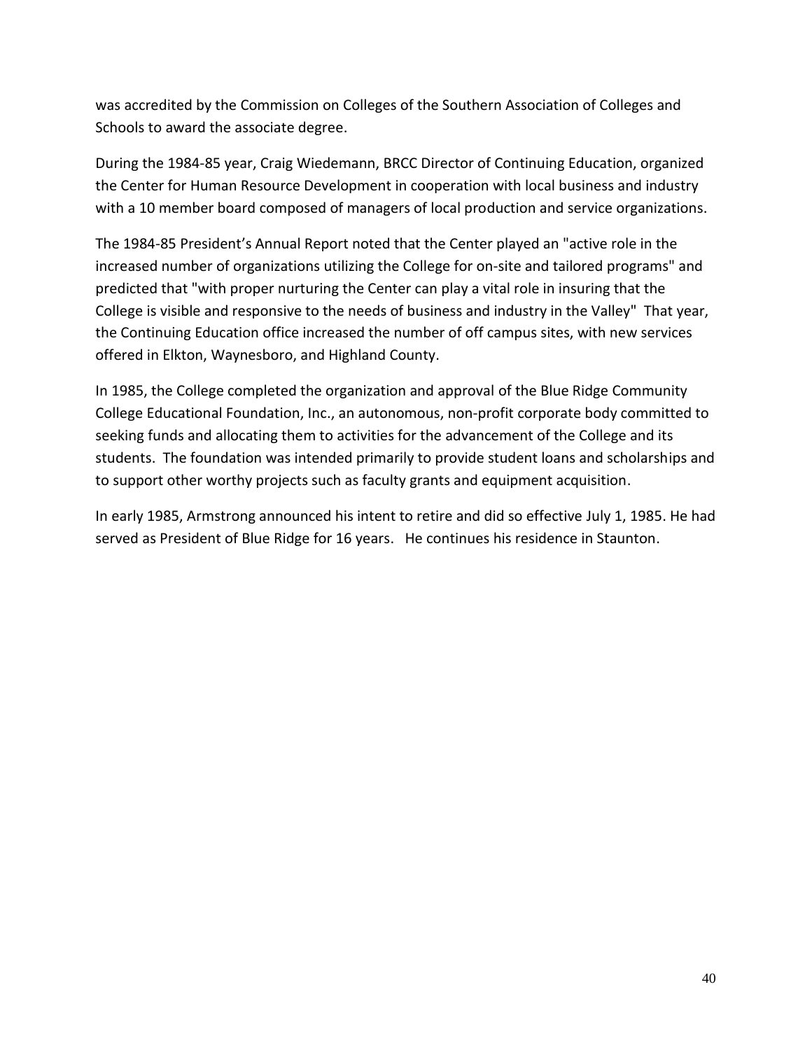was accredited by the Commission on Colleges of the Southern Association of Colleges and Schools to award the associate degree.

During the 1984-85 year, Craig Wiedemann, BRCC Director of Continuing Education, organized the Center for Human Resource Development in cooperation with local business and industry with a 10 member board composed of managers of local production and service organizations.

The 1984-85 President's Annual Report noted that the Center played an "active role in the increased number of organizations utilizing the College for on-site and tailored programs" and predicted that "with proper nurturing the Center can play a vital role in insuring that the College is visible and responsive to the needs of business and industry in the Valley" That year, the Continuing Education office increased the number of off campus sites, with new services offered in Elkton, Waynesboro, and Highland County.

In 1985, the College completed the organization and approval of the Blue Ridge Community College Educational Foundation, Inc., an autonomous, non-profit corporate body committed to seeking funds and allocating them to activities for the advancement of the College and its students. The foundation was intended primarily to provide student loans and scholarships and to support other worthy projects such as faculty grants and equipment acquisition.

In early 1985, Armstrong announced his intent to retire and did so effective July 1, 1985. He had served as President of Blue Ridge for 16 years. He continues his residence in Staunton.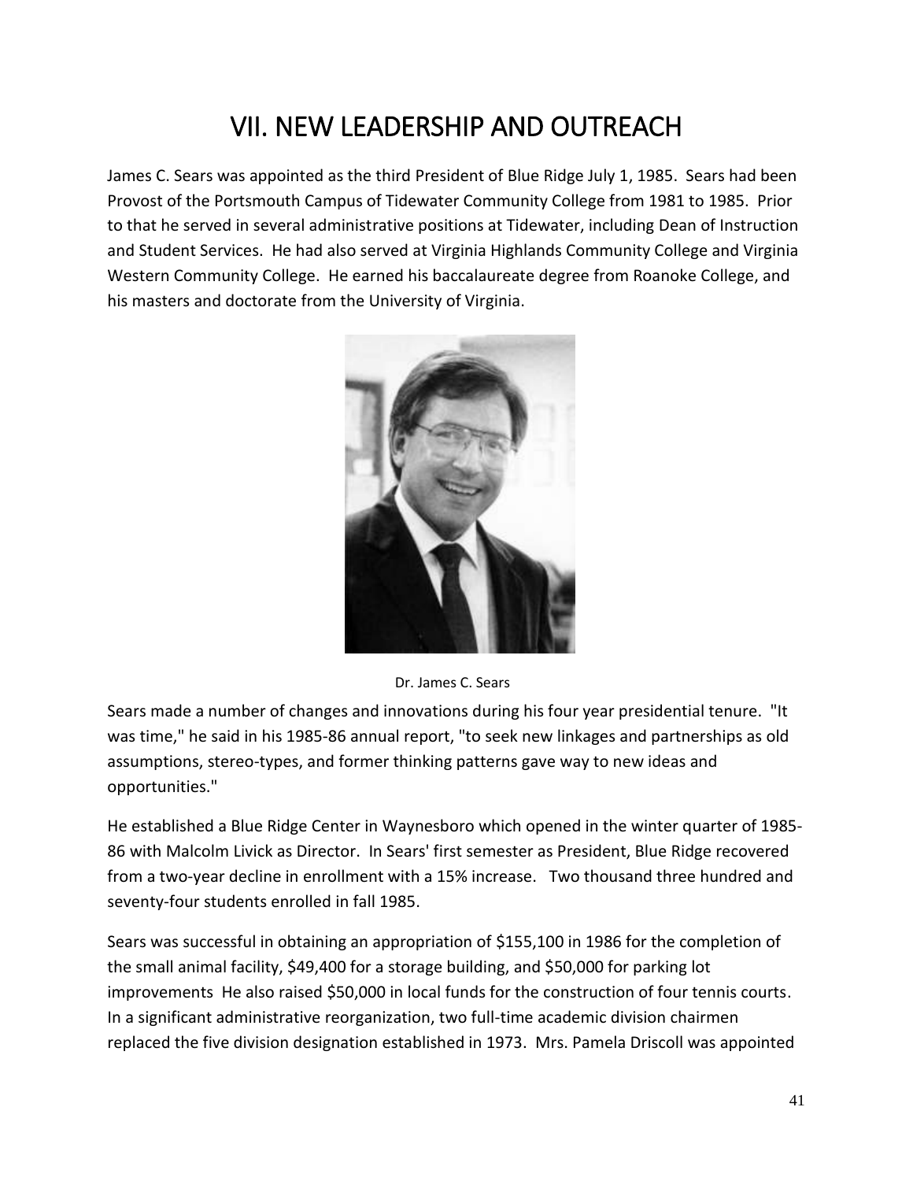# VII. NEW LEADERSHIP AND OUTREACH

James C. Sears was appointed as the third President of Blue Ridge July 1, 1985. Sears had been Provost of the Portsmouth Campus of Tidewater Community College from 1981 to 1985. Prior to that he served in several administrative positions at Tidewater, including Dean of Instruction and Student Services. He had also served at Virginia Highlands Community College and Virginia Western Community College. He earned his baccalaureate degree from Roanoke College, and his masters and doctorate from the University of Virginia.

Dr. James C. Sears

Sears made a number of changes and innovations during his four year presidential tenure. "It was time," he said in his 1985-86 annual report, "to seek new linkages and partnerships as old assumptions, stereo-types, and former thinking patterns gave way to new ideas and opportunities."

He established a Blue Ridge Center in Waynesboro which opened in the winter quarter of 1985-86 with Malcolm Livick as Director. In Sears' first semester as President, Blue Ridge recovered from a two-year decline in enrollment with a 15% increase. Two thousand three hundred and seventy-four students enrolled in fall 1985.

Sears was successful in obtaining an appropriation of $155,100 in 1986 for the completion of the small animal facility, $49,400 for a storage building, and $50,000 for parking lot improvements He also raised $50,000 in local funds for the construction of four tennis courts. In a significant administrative reorganization, two full-time academic division chairmen replaced the five division designation established in 1973. Mrs. Pamela Driscoll was appointed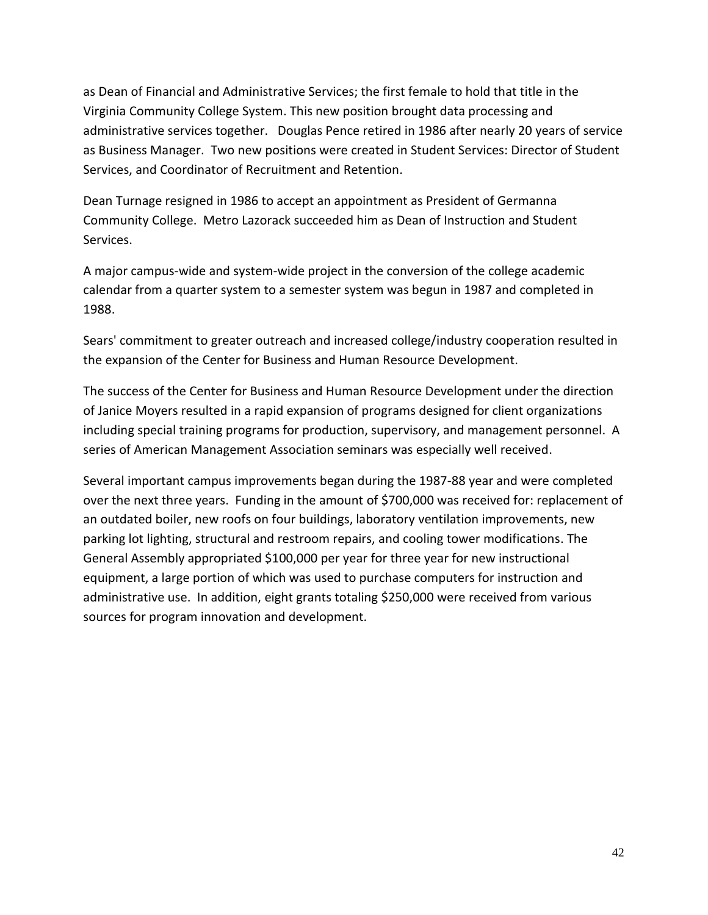as Dean of Financial and Administrative Services; the first female to hold that title in the Virginia Community College System. This new position brought data processing and administrative services together. Douglas Pence retired in 1986 after nearly 20 years of service as Business Manager. Two new positions were created in Student Services: Director of Student Services, and Coordinator of Recruitment and Retention.

Dean Turnage resigned in 1986 to accept an appointment as President of Germanna Community College. Metro Lazorack succeeded him as Dean of Instruction and Student Services.

A major campus-wide and system-wide project in the conversion of the college academic calendar from a quarter system to a semester system was begun in 1987 and completed in 1988.

Sears' commitment to greater outreach and increased college/industry cooperation resulted in the expansion of the Center for Business and Human Resource Development.

The success of the Center for Business and Human Resource Development under the direction of Janice Moyers resulted in a rapid expansion of programs designed for client organizations including special training programs for production, supervisory, and management personnel. A series of American Management Association seminars was especially well received.

Several important campus improvements began during the 1987-88 year and were completed over the next three years. Funding in the amount of $700,000 was received for: replacement of an outdated boiler, new roofs on four buildings, laboratory ventilation improvements, new parking lot lighting, structural and restroom repairs, and cooling tower modifications. The General Assembly appropriated $100,000 per year for three year for new instructional equipment, a large portion of which was used to purchase computers for instruction and administrative use. In addition, eight grants totaling $250,000 were received from various sources for program innovation and development.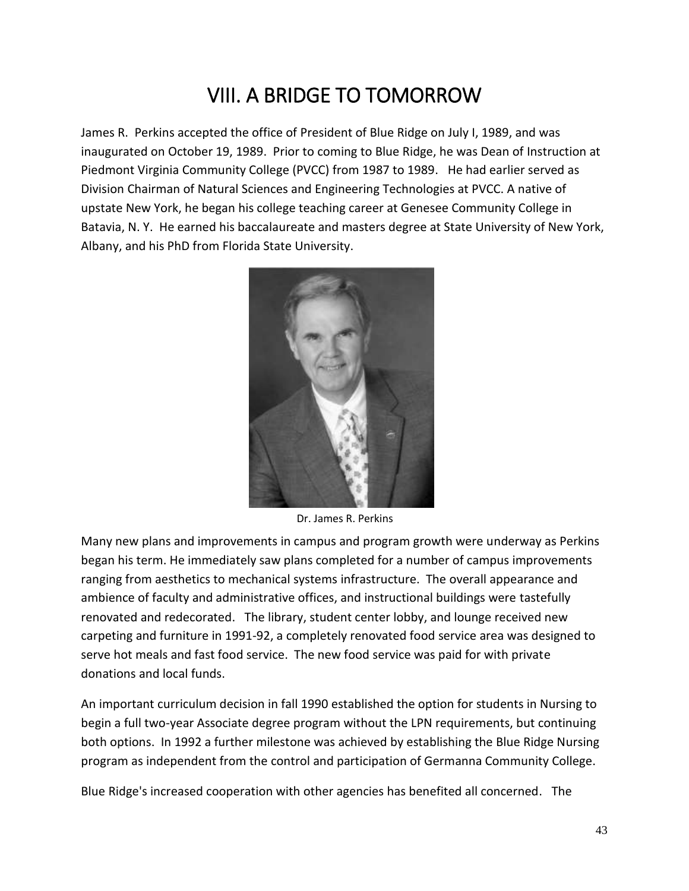# VIII. A BRIDGE TO TOMORROW

James R. Perkins accepted the office of President of Blue Ridge on July I, 1989, and was inaugurated on October 19, 1989. Prior to coming to Blue Ridge, he was Dean of Instruction at Piedmont Virginia Community College (PVCC) from 1987 to 1989. He had earlier served as Division Chairman of Natural Sciences and Engineering Technologies at PVCC. A native of upstate New York, he began his college teaching career at Genesee Community College in Batavia, N. Y. He earned his baccalaureate and masters degree at State University of New York, Albany, and his PhD from Florida State University.

Dr. James R. Perkins

Many new plans and improvements in campus and program growth were underway as Perkins began his term. He immediately saw plans completed for a number of campus improvements ranging from aesthetics to mechanical systems infrastructure. The overall appearance and ambience of faculty and administrative offices, and instructional buildings were tastefully renovated and redecorated. The library, student center lobby, and lounge received new carpeting and furniture in 1991-92, a completely renovated food service area was designed to serve hot meals and fast food service. The new food service was paid for with private donations and local funds.

An important curriculum decision in fall 1990 established the option for students in Nursing to begin a full two-year Associate degree program without the LPN requirements, but continuing both options. In 1992 a further milestone was achieved by establishing the Blue Ridge Nursing program as independent from the control and participation of Germanna Community College.

Blue Ridge's increased cooperation with other agencies has benefited all concerned. The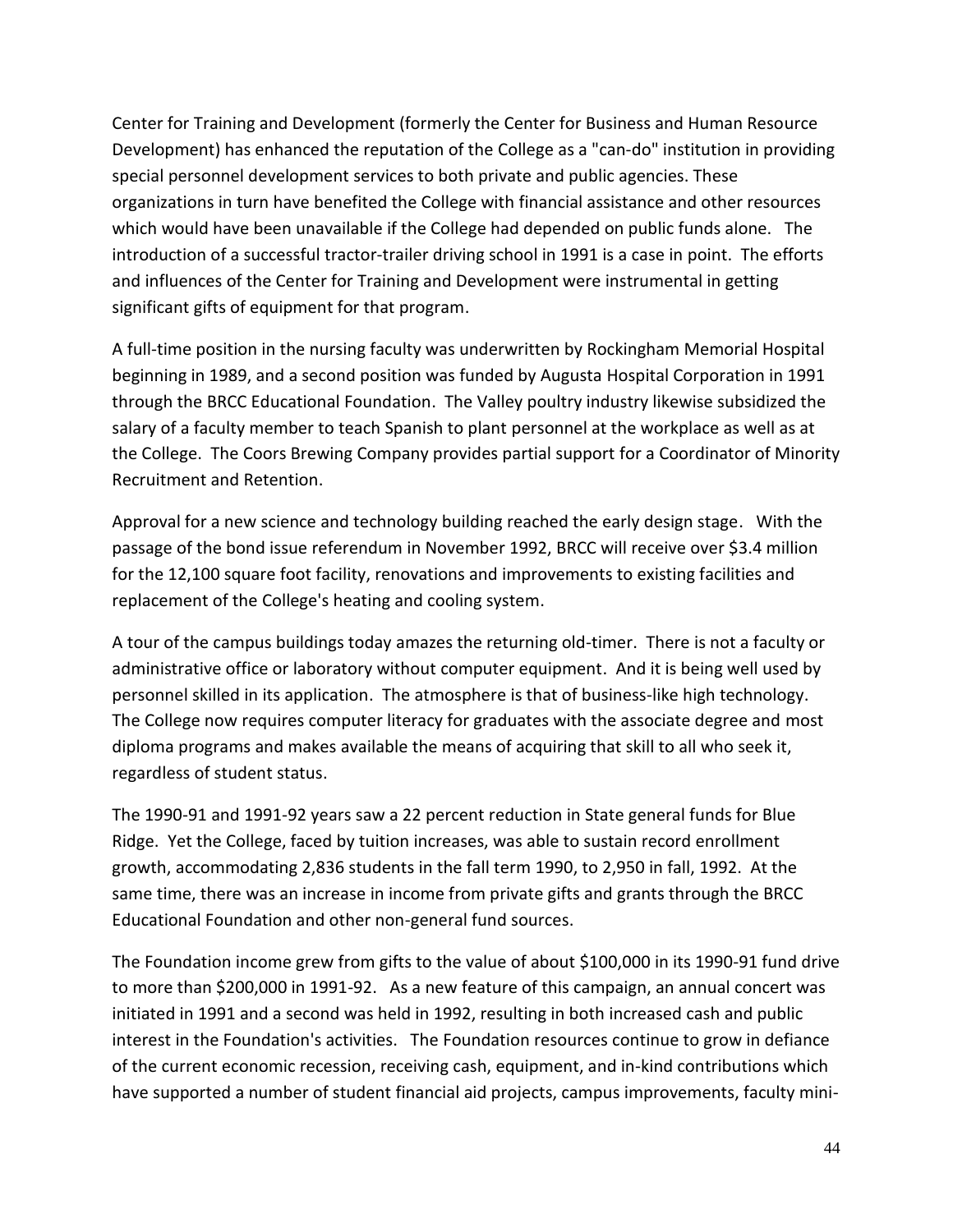Center for Training and Development (formerly the Center for Business and Human Resource Development) has enhanced the reputation of the College as a "can-do" institution in providing special personnel development services to both private and public agencies. These organizations in turn have benefited the College with financial assistance and other resources which would have been unavailable if the College had depended on public funds alone. The introduction of a successful tractor-trailer driving school in 1991 is a case in point. The efforts and influences of the Center for Training and Development were instrumental in getting significant gifts of equipment for that program.

A full-time position in the nursing faculty was underwritten by Rockingham Memorial Hospital beginning in 1989, and a second position was funded by Augusta Hospital Corporation in 1991 through the BRCC Educational Foundation. The Valley poultry industry likewise subsidized the salary of a faculty member to teach Spanish to plant personnel at the workplace as well as at the College. The Coors Brewing Company provides partial support for a Coordinator of Minority Recruitment and Retention.

Approval for a new science and technology building reached the early design stage. With the passage of the bond issue referendum in November 1992, BRCC will receive over $3.4 million for the 12,100 square foot facility, renovations and improvements to existing facilities and replacement of the College's heating and cooling system.

A tour of the campus buildings today amazes the returning old-timer. There is not a faculty or administrative office or laboratory without computer equipment. And it is being well used by personnel skilled in its application. The atmosphere is that of business-like high technology. The College now requires computer literacy for graduates with the associate degree and most diploma programs and makes available the means of acquiring that skill to all who seek it, regardless of student status.

The 1990-91 and 1991-92 years saw a 22 percent reduction in State general funds for Blue Ridge. Yet the College, faced by tuition increases, was able to sustain record enrollment growth, accommodating 2,836 students in the fall term 1990, to 2,950 in fall, 1992. At the same time, there was an increase in income from private gifts and grants through the BRCC Educational Foundation and other non-general fund sources.

The Foundation income grew from gifts to the value of about $100,000 in its 1990-91 fund drive to more than $200,000 in 1991-92. As a new feature of this campaign, an annual concert was initiated in 1991 and a second was held in 1992, resulting in both increased cash and public interest in the Foundation's activities. The Foundation resources continue to grow in defiance of the current economic recession, receiving cash, equipment, and in-kind contributions which have supported a number of student financial aid projects, campus improvements, faculty mini-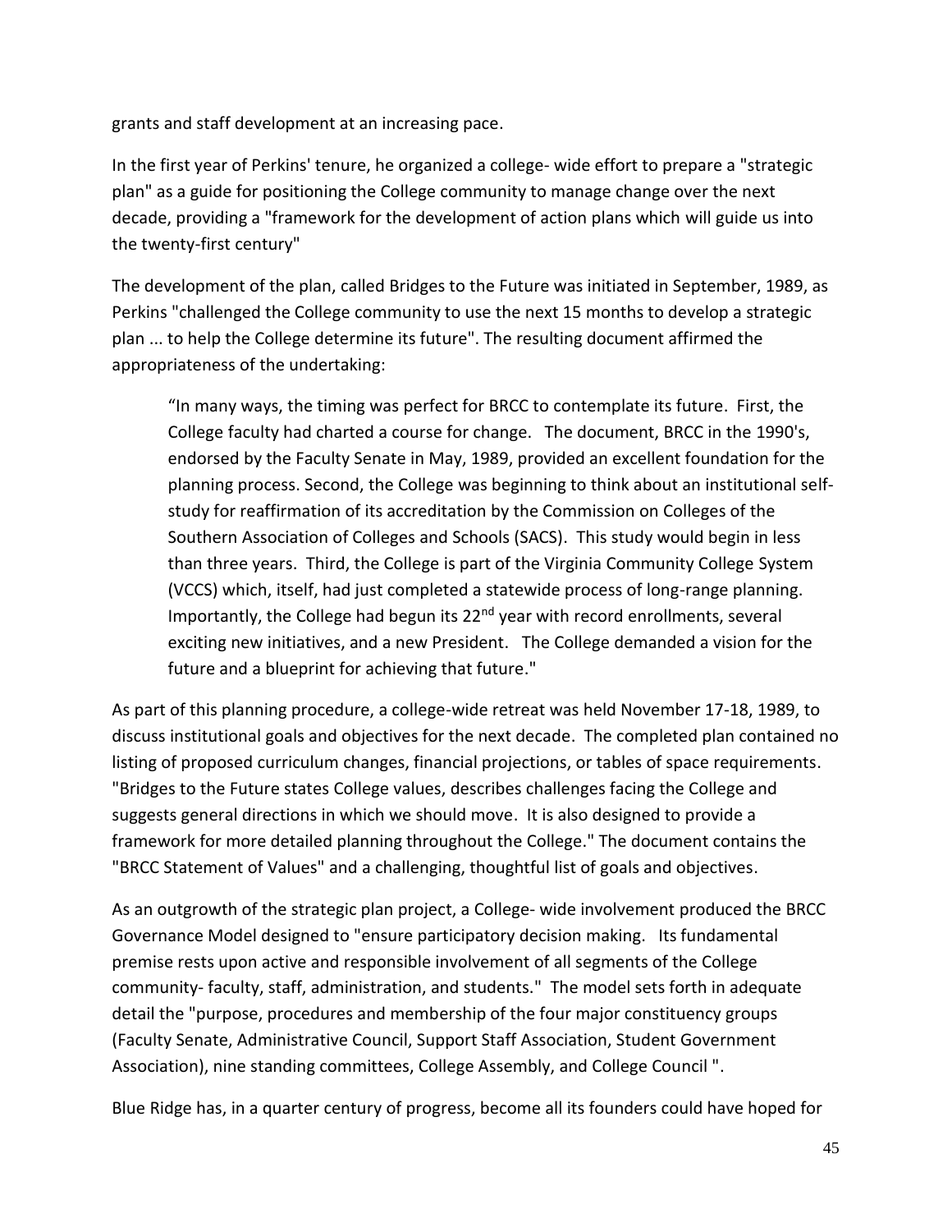grants and staff development at an increasing pace.

In the first year of Perkins' tenure, he organized a college- wide effort to prepare a "strategic plan" as a guide for positioning the College community to manage change over the next decade, providing a "framework for the development of action plans which will guide us into the twenty-first century"

The development of the plan, called Bridges to the Future was initiated in September, 1989, as Perkins "challenged the College community to use the next 15 months to develop a strategic plan ... to help the College determine its future". The resulting document affirmed the appropriateness of the undertaking:

> “In many ways, the timing was perfect for BRCC to contemplate its future. First, the College faculty had charted a course for change. The document, BRCC in the 1990's, endorsed by the Faculty Senate in May, 1989, provided an excellent foundation for the planning process. Second, the College was beginning to think about an institutional self-study for reaffirmation of its accreditation by the Commission on Colleges of the Southern Association of Colleges and Schools (SACS). This study would begin in less than three years. Third, the College is part of the Virginia Community College System (VCCS) which, itself, had just completed a statewide process of long-range planning. Importantly, the College had begun its 22nd year with record enrollments, several exciting new initiatives, and a new President. The College demanded a vision for the future and a blueprint for achieving that future."

As part of this planning procedure, a college-wide retreat was held November 17-18, 1989, to discuss institutional goals and objectives for the next decade. The completed plan contained no listing of proposed curriculum changes, financial projections, or tables of space requirements. "Bridges to the Future states College values, describes challenges facing the College and suggests general directions in which we should move. It is also designed to provide a framework for more detailed planning throughout the College." The document contains the "BRCC Statement of Values" and a challenging, thoughtful list of goals and objectives.

As an outgrowth of the strategic plan project, a College- wide involvement produced the BRCC Governance Model designed to "ensure participatory decision making. Its fundamental premise rests upon active and responsible involvement of all segments of the College community- faculty, staff, administration, and students." The model sets forth in adequate detail the "purpose, procedures and membership of the four major constituency groups (Faculty Senate, Administrative Council, Support Staff Association, Student Government Association), nine standing committees, College Assembly, and College Council ".

Blue Ridge has, in a quarter century of progress, become all its founders could have hoped for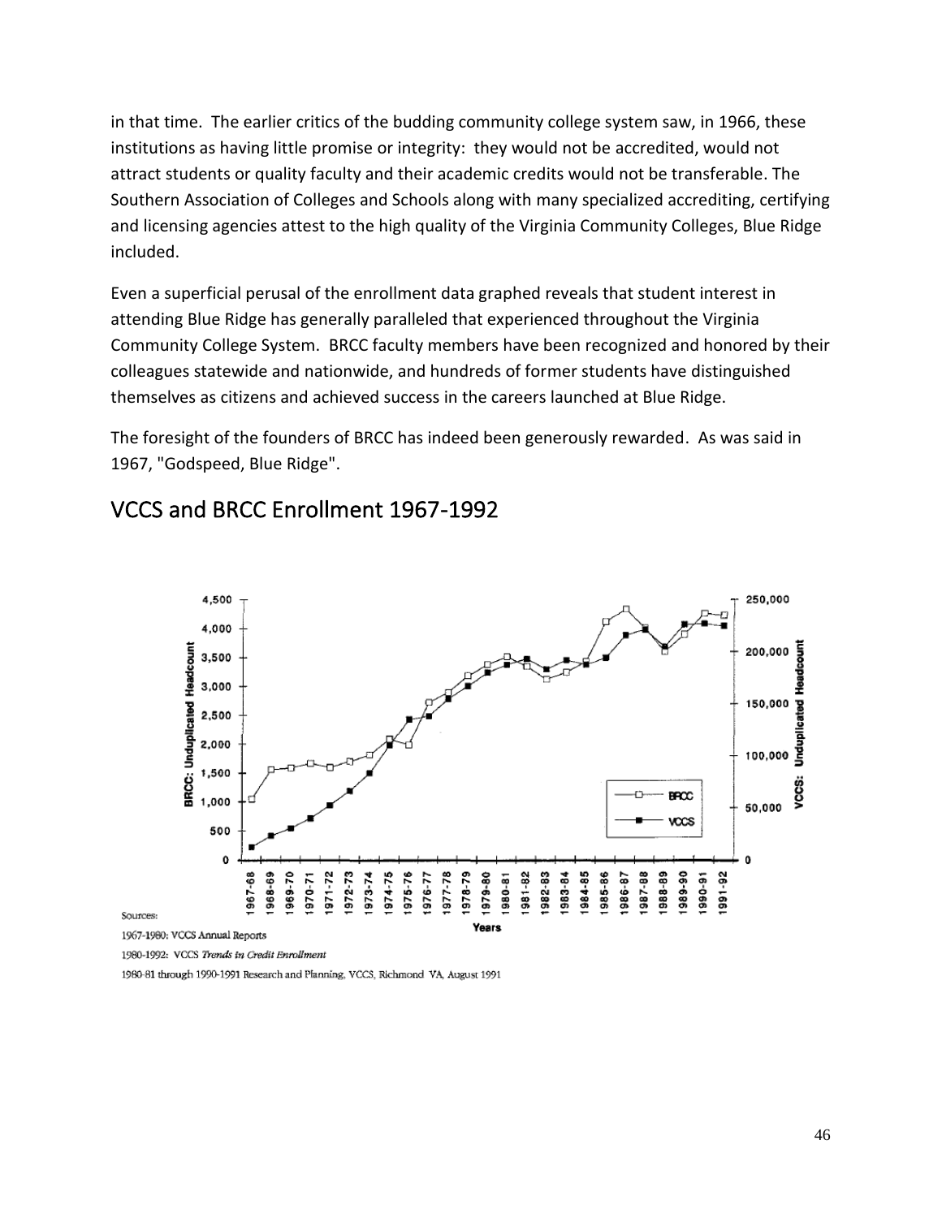in that time. The earlier critics of the budding community college system saw, in 1966, these institutions as having little promise or integrity: they would not be accredited, would not attract students or quality faculty and their academic credits would not be transferable. The Southern Association of Colleges and Schools along with many specialized accrediting, certifying and licensing agencies attest to the high quality of the Virginia Community Colleges, Blue Ridge included.

Even a superficial perusal of the enrollment data graphed reveals that student interest in attending Blue Ridge has generally paralleled that experienced throughout the Virginia Community College System. BRCC faculty members have been recognized and honored by their colleagues statewide and nationwide, and hundreds of former students have distinguished themselves as citizens and achieved success in the careers launched at Blue Ridge.

The foresight of the founders of BRCC has indeed been generously rewarded. As was said in 1967, "Godspeed, Blue Ridge".

## VCCS and BRCC Enrollment 1967-1992

Sources:

1967-1980: VCCS Annual Reports

1980-1992: VCCS *Trends in Credit Enrollment*

1980-81 through 1990-1991 Research and Planning, VCCS, Richmond VA, August 1991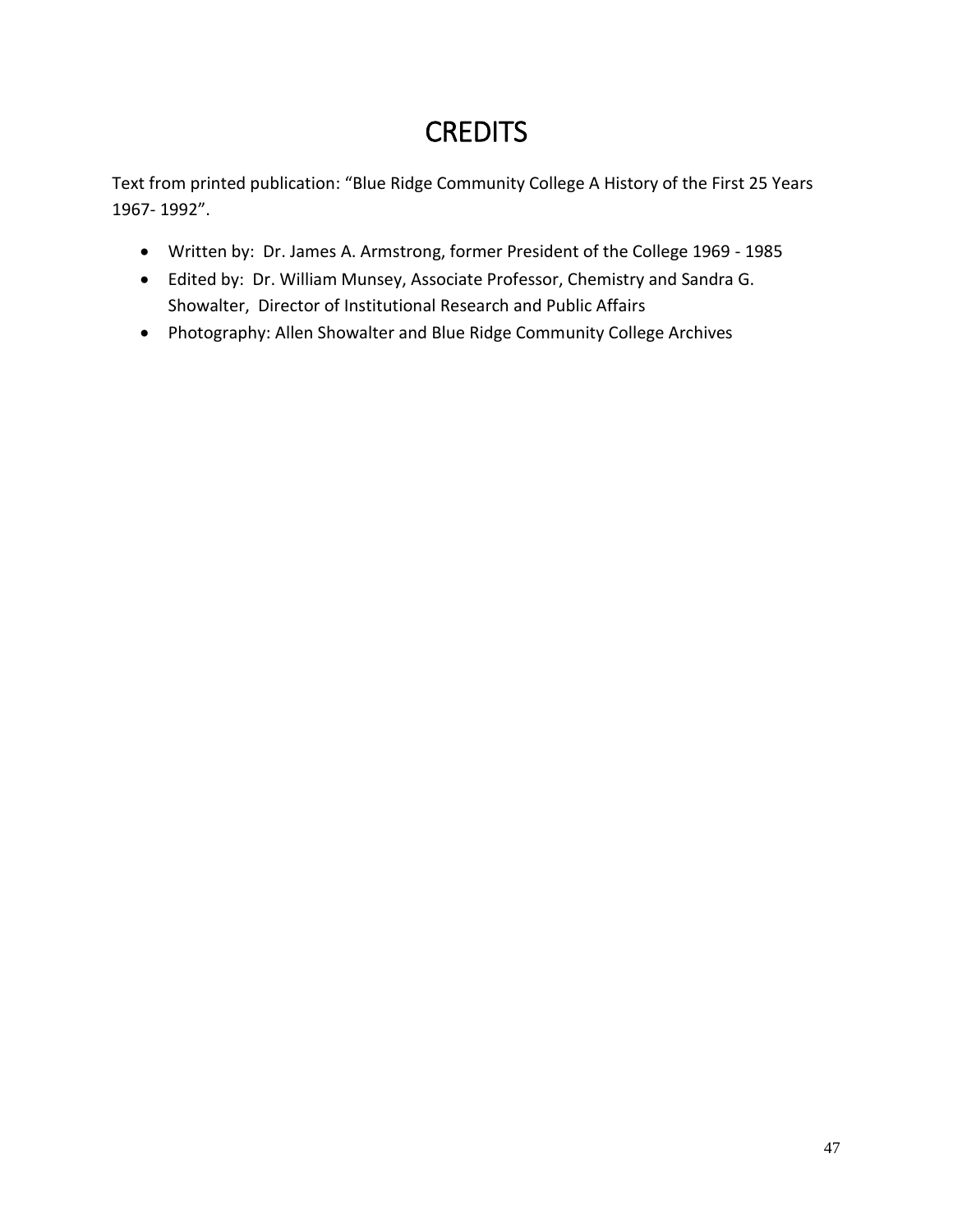# CREDITS

Text from printed publication: "Blue Ridge Community College A History of the First 25 Years 1967- 1992".

- Written by: Dr. James A. Armstrong, former President of the College 1969 - 1985
- Edited by: Dr. William Munsey, Associate Professor, Chemistry and Sandra G. Showalter, Director of Institutional Research and Public Affairs
- Photography: Allen Showalter and Blue Ridge Community College Archives